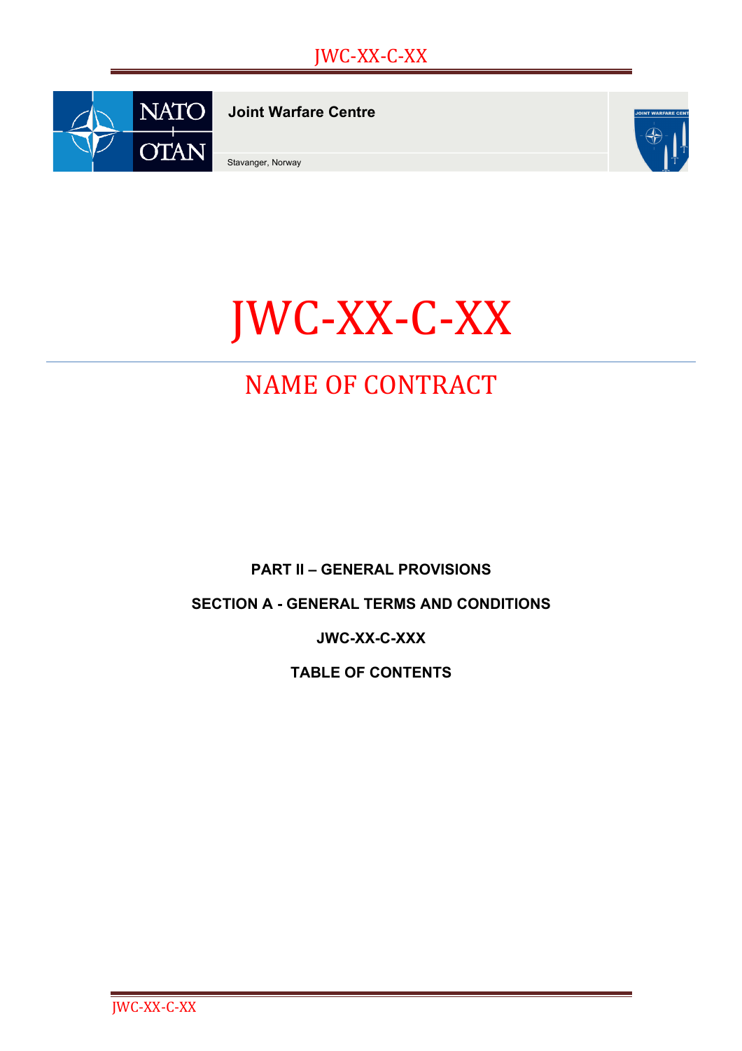NATO OTAN

**Joint Warfare Centre**

Stavanger, Norway

# JWC-XX-C-XX

## NAME OF CONTRACT

**PART II – GENERAL PROVISIONS**

**SECTION A - GENERAL TERMS AND CONDITIONS**

**JWC-XX-C-XXX**

**TABLE OF CONTENTS**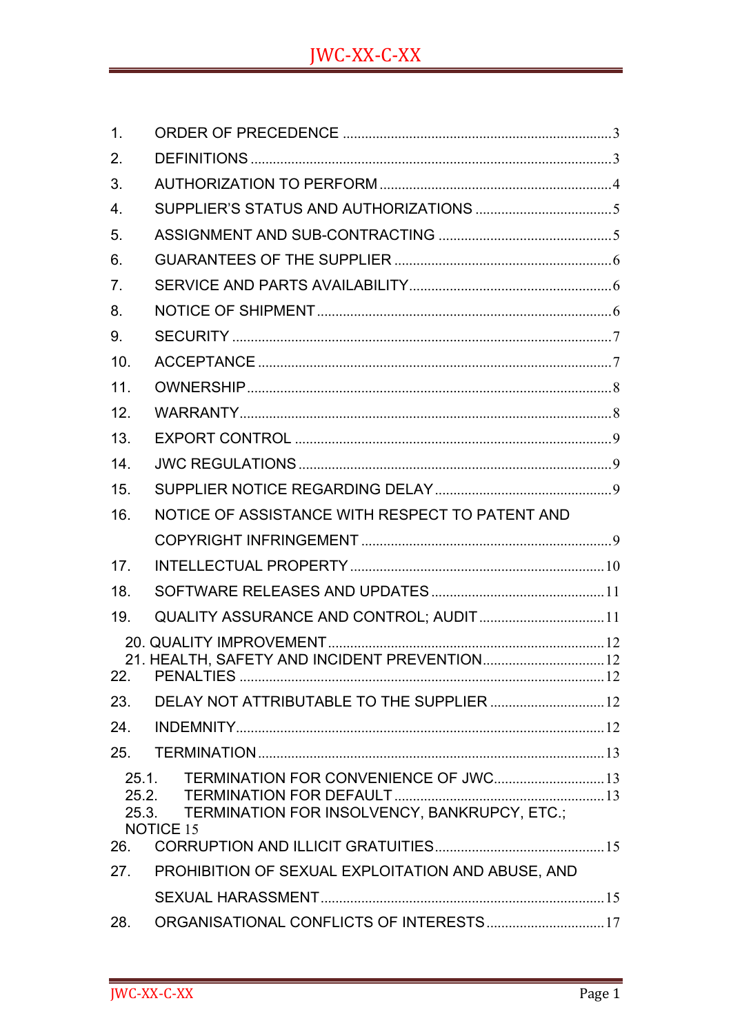1. ORDER OF PRECEDENCE ........ 3
2. DEFINITIONS ........ 3
3. AUTHORIZATION TO PERFORM ........ 4
4. SUPPLIER'S STATUS AND AUTHORIZATIONS ........ 5
5. ASSIGNMENT AND SUB-CONTRACTING ........ 5
6. GUARANTEES OF THE SUPPLIER ........ 6
7. SERVICE AND PARTS AVAILABILITY ........ 6
8. NOTICE OF SHIPMENT ........ 6
9. SECURITY ........ 7
10. ACCEPTANCE ........ 7
11. OWNERSHIP ........ 8
12. WARRANTY ........ 8
13. EXPORT CONTROL ........ 9
14. JWC REGULATIONS ........ 9
15. SUPPLIER NOTICE REGARDING DELAY ........ 9
16. NOTICE OF ASSISTANCE WITH RESPECT TO PATENT AND COPYRIGHT INFRINGEMENT ........ 9
17. INTELLECTUAL PROPERTY ........ 10
18. SOFTWARE RELEASES AND UPDATES ........ 11
19. QUALITY ASSURANCE AND CONTROL; AUDIT ........ 11
20. QUALITY IMPROVEMENT ........ 12
21. HEALTH, SAFETY AND INCIDENT PREVENTION ........ 12
22. PENALTIES ........ 12
23. DELAY NOT ATTRIBUTABLE TO THE SUPPLIER ........ 12
24. INDEMNITY ........ 12
25. TERMINATION ........ 13
    - 25.1. TERMINATION FOR CONVENIENCE OF JWC ........ 13
    - 25.2. TERMINATION FOR DEFAULT ........ 13
    - 25.3. TERMINATION FOR INSOLVENCY, BANKRUPCY, ETC.; NOTICE 15
26. CORRUPTION AND ILLICIT GRATUITIES ........ 15
27. PROHIBITION OF SEXUAL EXPLOITATION AND ABUSE, AND SEXUAL HARASSMENT ........ 15
28. ORGANISATIONAL CONFLICTS OF INTERESTS ........ 17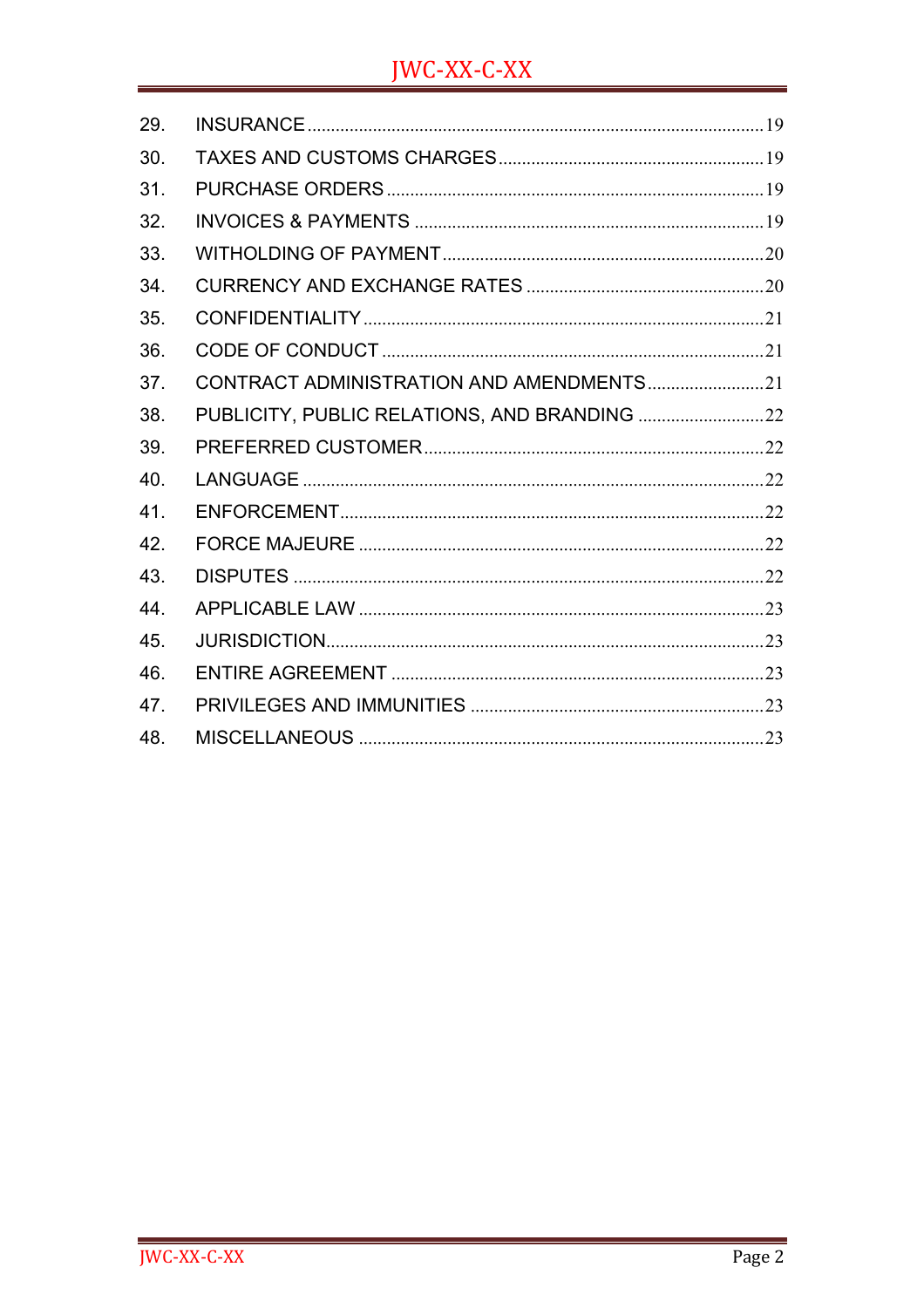| | | |
|---|---|---|
| 29. | INSURANCE | 19 |
| 30. | TAXES AND CUSTOMS CHARGES | 19 |
| 31. | PURCHASE ORDERS | 19 |
| 32. | INVOICES & PAYMENTS | 19 |
| 33. | WITHOLDING OF PAYMENT | 20 |
| 34. | CURRENCY AND EXCHANGE RATES | 20 |
| 35. | CONFIDENTIALITY | 21 |
| 36. | CODE OF CONDUCT | 21 |
| 37. | CONTRACT ADMINISTRATION AND AMENDMENTS | 21 |
| 38. | PUBLICITY, PUBLIC RELATIONS, AND BRANDING | 22 |
| 39. | PREFERRED CUSTOMER | 22 |
| 40. | LANGUAGE | 22 |
| 41. | ENFORCEMENT | 22 |
| 42. | FORCE MAJEURE | 22 |
| 43. | DISPUTES | 22 |
| 44. | APPLICABLE LAW | 23 |
| 45. | JURISDICTION | 23 |
| 46. | ENTIRE AGREEMENT | 23 |
| 47. | PRIVILEGES AND IMMUNITIES | 23 |
| 48. | MISCELLANEOUS | 23 |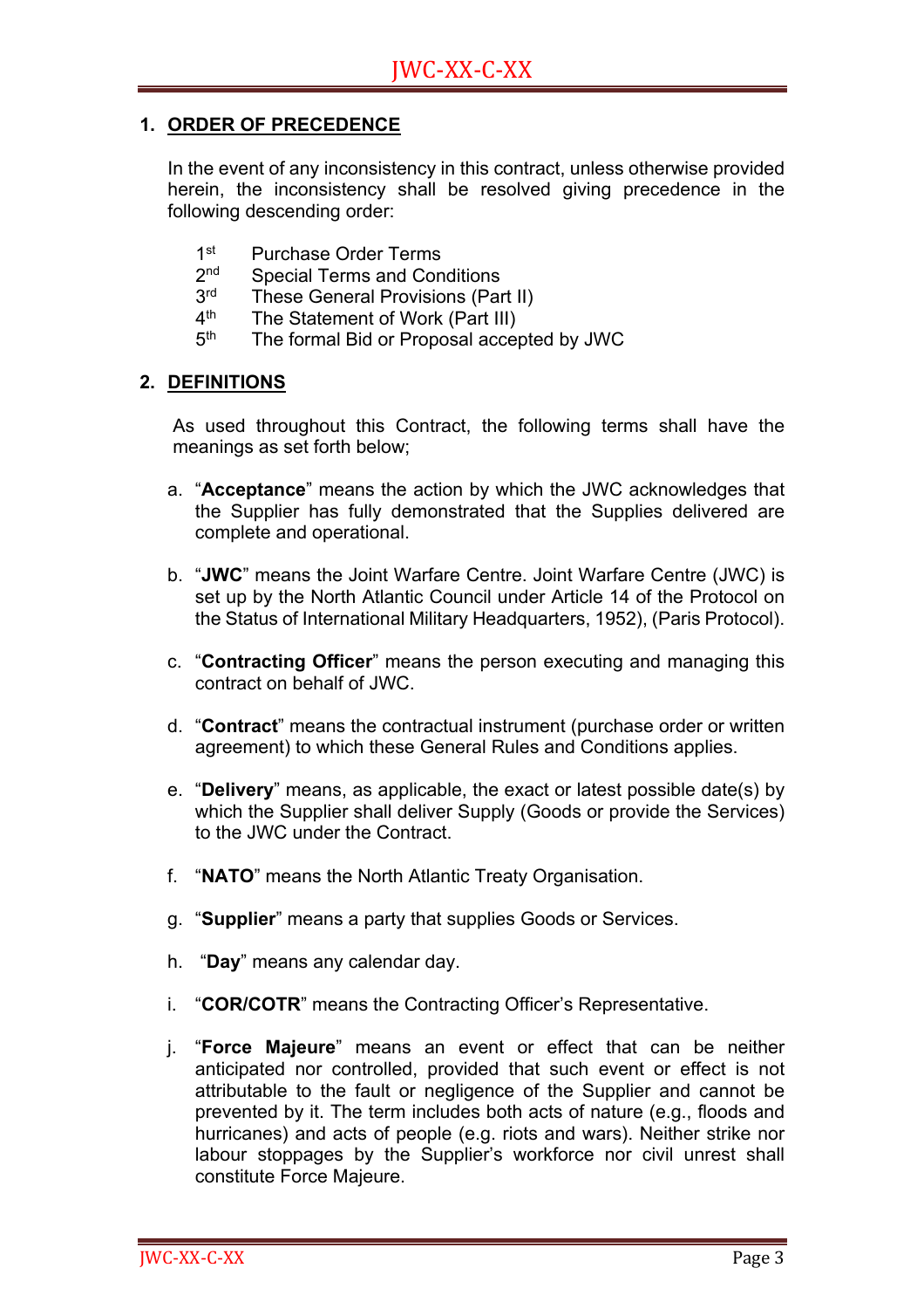## 1. ORDER OF PRECEDENCE

In the event of any inconsistency in this contract, unless otherwise provided herein, the inconsistency shall be resolved giving precedence in the following descending order:

1st Purchase Order Terms
2nd Special Terms and Conditions
3rd These General Provisions (Part II)
4th The Statement of Work (Part III)
5th The formal Bid or Proposal accepted by JWC

## 2. DEFINITIONS

As used throughout this Contract, the following terms shall have the meanings as set forth below;

a. "**Acceptance**" means the action by which the JWC acknowledges that the Supplier has fully demonstrated that the Supplies delivered are complete and operational.

b. "**JWC**" means the Joint Warfare Centre. Joint Warfare Centre (JWC) is set up by the North Atlantic Council under Article 14 of the Protocol on the Status of International Military Headquarters, 1952), (Paris Protocol).

c. "**Contracting Officer**" means the person executing and managing this contract on behalf of JWC.

d. "**Contract**" means the contractual instrument (purchase order or written agreement) to which these General Rules and Conditions applies.

e. "**Delivery**" means, as applicable, the exact or latest possible date(s) by which the Supplier shall deliver Supply (Goods or provide the Services) to the JWC under the Contract.

f. "**NATO**" means the North Atlantic Treaty Organisation.

g. "**Supplier**" means a party that supplies Goods or Services.

h. "**Day**" means any calendar day.

i. "**COR/COTR**" means the Contracting Officer's Representative.

j. "**Force Majeure**" means an event or effect that can be neither anticipated nor controlled, provided that such event or effect is not attributable to the fault or negligence of the Supplier and cannot be prevented by it. The term includes both acts of nature (e.g., floods and hurricanes) and acts of people (e.g. riots and wars). Neither strike nor labour stoppages by the Supplier's workforce nor civil unrest shall constitute Force Majeure.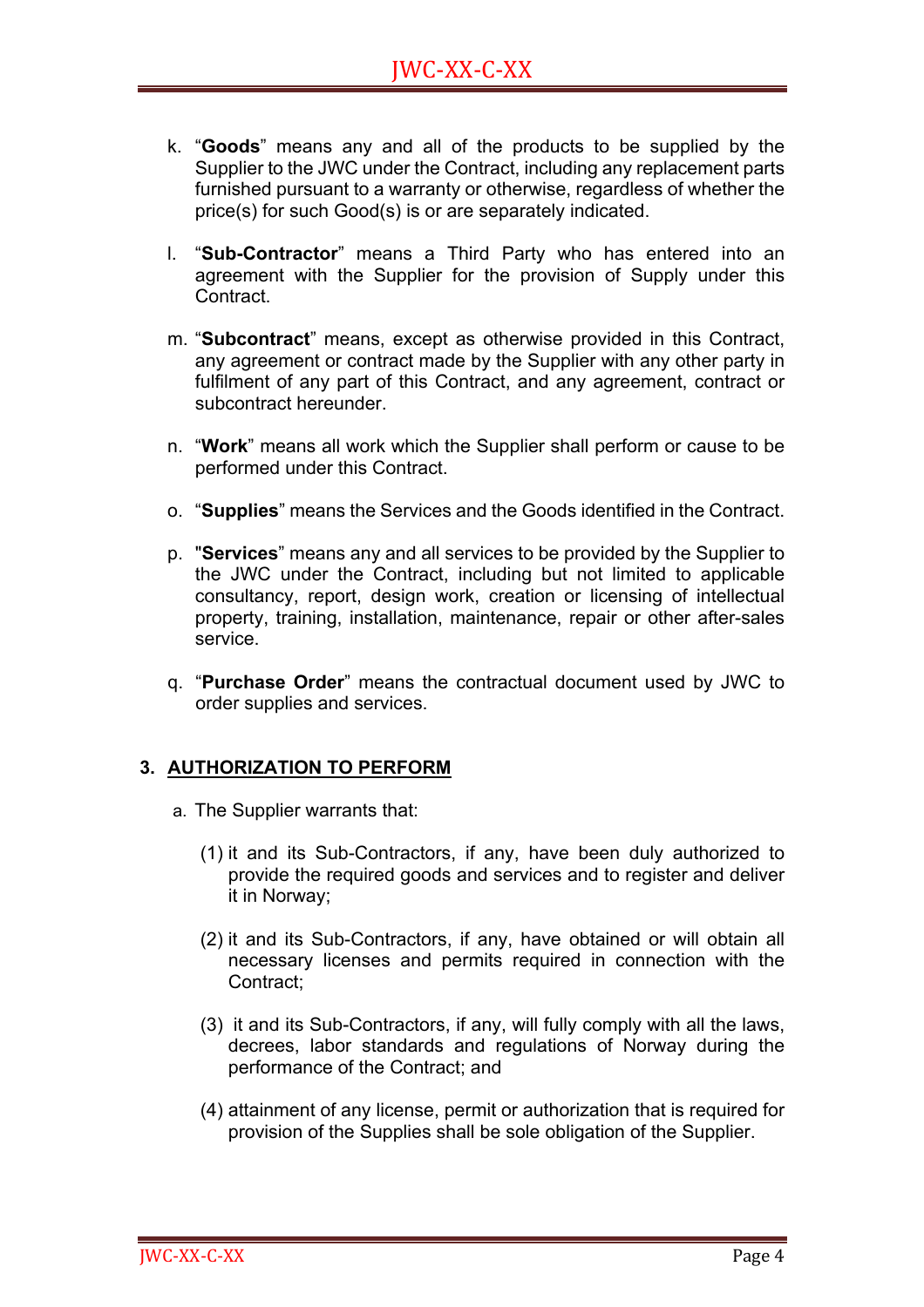k. "**Goods**" means any and all of the products to be supplied by the Supplier to the JWC under the Contract, including any replacement parts furnished pursuant to a warranty or otherwise, regardless of whether the price(s) for such Good(s) is or are separately indicated.

l. "**Sub-Contractor**" means a Third Party who has entered into an agreement with the Supplier for the provision of Supply under this Contract.

m. "**Subcontract**" means, except as otherwise provided in this Contract, any agreement or contract made by the Supplier with any other party in fulfilment of any part of this Contract, and any agreement, contract or subcontract hereunder.

n. "**Work**" means all work which the Supplier shall perform or cause to be performed under this Contract.

o. "**Supplies**" means the Services and the Goods identified in the Contract.

p. "**Services**" means any and all services to be provided by the Supplier to the JWC under the Contract, including but not limited to applicable consultancy, report, design work, creation or licensing of intellectual property, training, installation, maintenance, repair or other after-sales service.

q. "**Purchase Order**" means the contractual document used by JWC to order supplies and services.

## 3. AUTHORIZATION TO PERFORM

a. The Supplier warrants that:

(1) it and its Sub-Contractors, if any, have been duly authorized to provide the required goods and services and to register and deliver it in Norway;

(2) it and its Sub-Contractors, if any, have obtained or will obtain all necessary licenses and permits required in connection with the Contract;

(3) it and its Sub-Contractors, if any, will fully comply with all the laws, decrees, labor standards and regulations of Norway during the performance of the Contract; and

(4) attainment of any license, permit or authorization that is required for provision of the Supplies shall be sole obligation of the Supplier.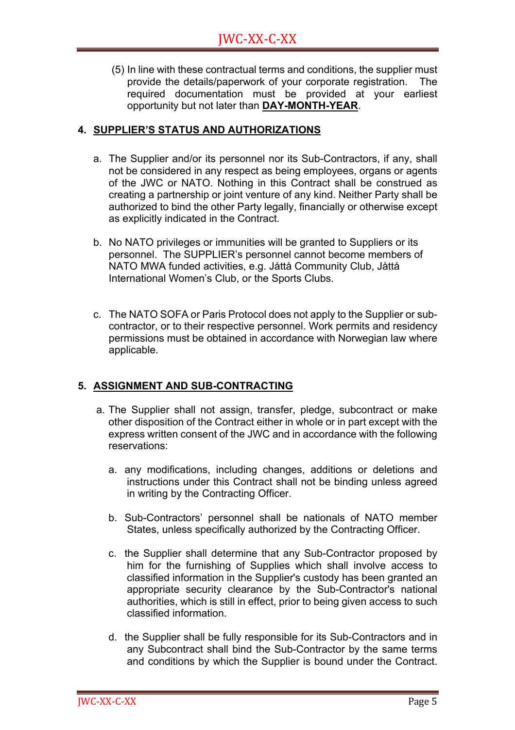(5) In line with these contractual terms and conditions, the supplier must provide the details/paperwork of your corporate registration. The required documentation must be provided at your earliest opportunity but not later than **DAY-MONTH-YEAR**.

## 4. SUPPLIER'S STATUS AND AUTHORIZATIONS

a. The Supplier and/or its personnel nor its Sub-Contractors, if any, shall not be considered in any respect as being employees, organs or agents of the JWC or NATO. Nothing in this Contract shall be construed as creating a partnership or joint venture of any kind. Neither Party shall be authorized to bind the other Party legally, financially or otherwise except as explicitly indicated in the Contract.

b. No NATO privileges or immunities will be granted to Suppliers or its personnel. The SUPPLIER's personnel cannot become members of NATO MWA funded activities, e.g. Jåttå Community Club, Jåttå International Women's Club, or the Sports Clubs.

c. The NATO SOFA or Paris Protocol does not apply to the Supplier or sub-contractor, or to their respective personnel. Work permits and residency permissions must be obtained in accordance with Norwegian law where applicable.

## 5. ASSIGNMENT AND SUB-CONTRACTING

a. The Supplier shall not assign, transfer, pledge, subcontract or make other disposition of the Contract either in whole or in part except with the express written consent of the JWC and in accordance with the following reservations:

   a. any modifications, including changes, additions or deletions and instructions under this Contract shall not be binding unless agreed in writing by the Contracting Officer.

   b. Sub-Contractors' personnel shall be nationals of NATO member States, unless specifically authorized by the Contracting Officer.

   c. the Supplier shall determine that any Sub-Contractor proposed by him for the furnishing of Supplies which shall involve access to classified information in the Supplier's custody has been granted an appropriate security clearance by the Sub-Contractor's national authorities, which is still in effect, prior to being given access to such classified information.

   d. the Supplier shall be fully responsible for its Sub-Contractors and in any Subcontract shall bind the Sub-Contractor by the same terms and conditions by which the Supplier is bound under the Contract.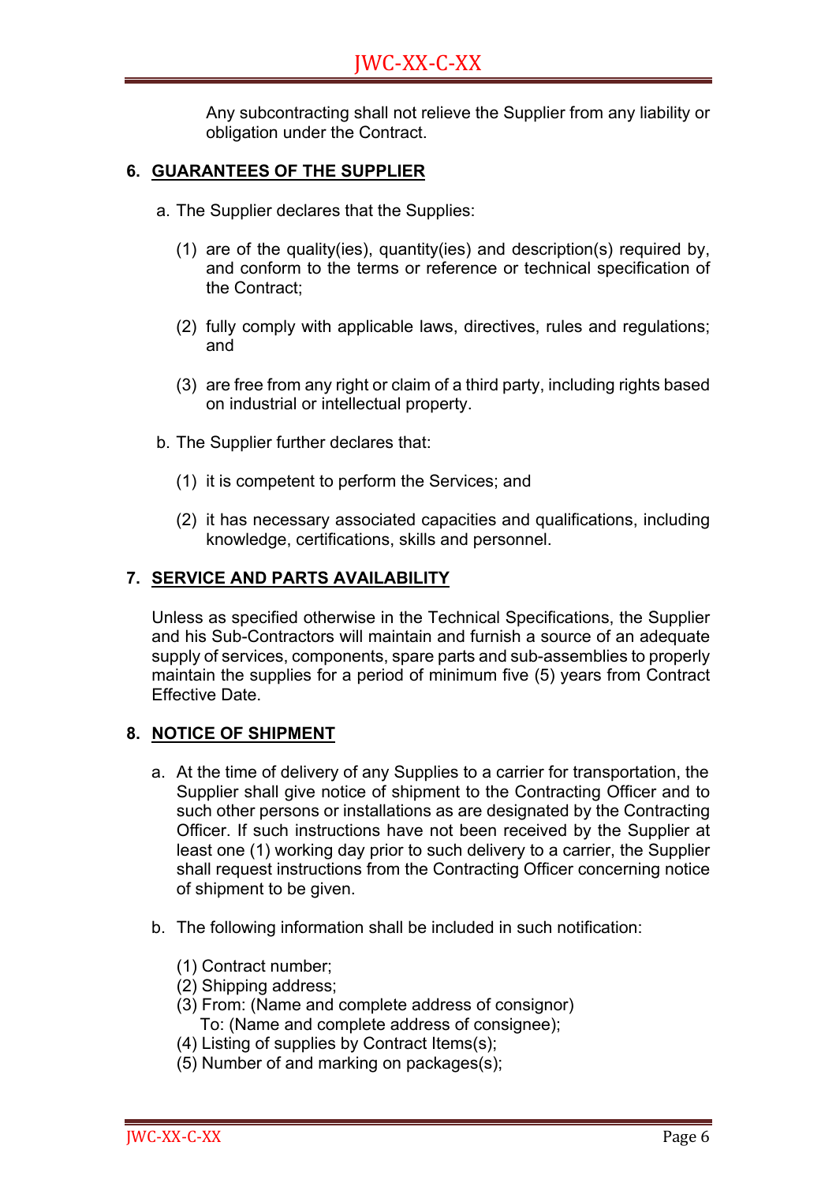Any subcontracting shall not relieve the Supplier from any liability or obligation under the Contract.

## 6. GUARANTEES OF THE SUPPLIER

a. The Supplier declares that the Supplies:

(1) are of the quality(ies), quantity(ies) and description(s) required by, and conform to the terms or reference or technical specification of the Contract;

(2) fully comply with applicable laws, directives, rules and regulations; and

(3) are free from any right or claim of a third party, including rights based on industrial or intellectual property.

b. The Supplier further declares that:

(1) it is competent to perform the Services; and

(2) it has necessary associated capacities and qualifications, including knowledge, certifications, skills and personnel.

## 7. SERVICE AND PARTS AVAILABILITY

Unless as specified otherwise in the Technical Specifications, the Supplier and his Sub-Contractors will maintain and furnish a source of an adequate supply of services, components, spare parts and sub-assemblies to properly maintain the supplies for a period of minimum five (5) years from Contract Effective Date.

## 8. NOTICE OF SHIPMENT

a. At the time of delivery of any Supplies to a carrier for transportation, the Supplier shall give notice of shipment to the Contracting Officer and to such other persons or installations as are designated by the Contracting Officer. If such instructions have not been received by the Supplier at least one (1) working day prior to such delivery to a carrier, the Supplier shall request instructions from the Contracting Officer concerning notice of shipment to be given.

b. The following information shall be included in such notification:

(1) Contract number;
(2) Shipping address;
(3) From: (Name and complete address of consignor)
To: (Name and complete address of consignee);
(4) Listing of supplies by Contract Items(s);
(5) Number of and marking on packages(s);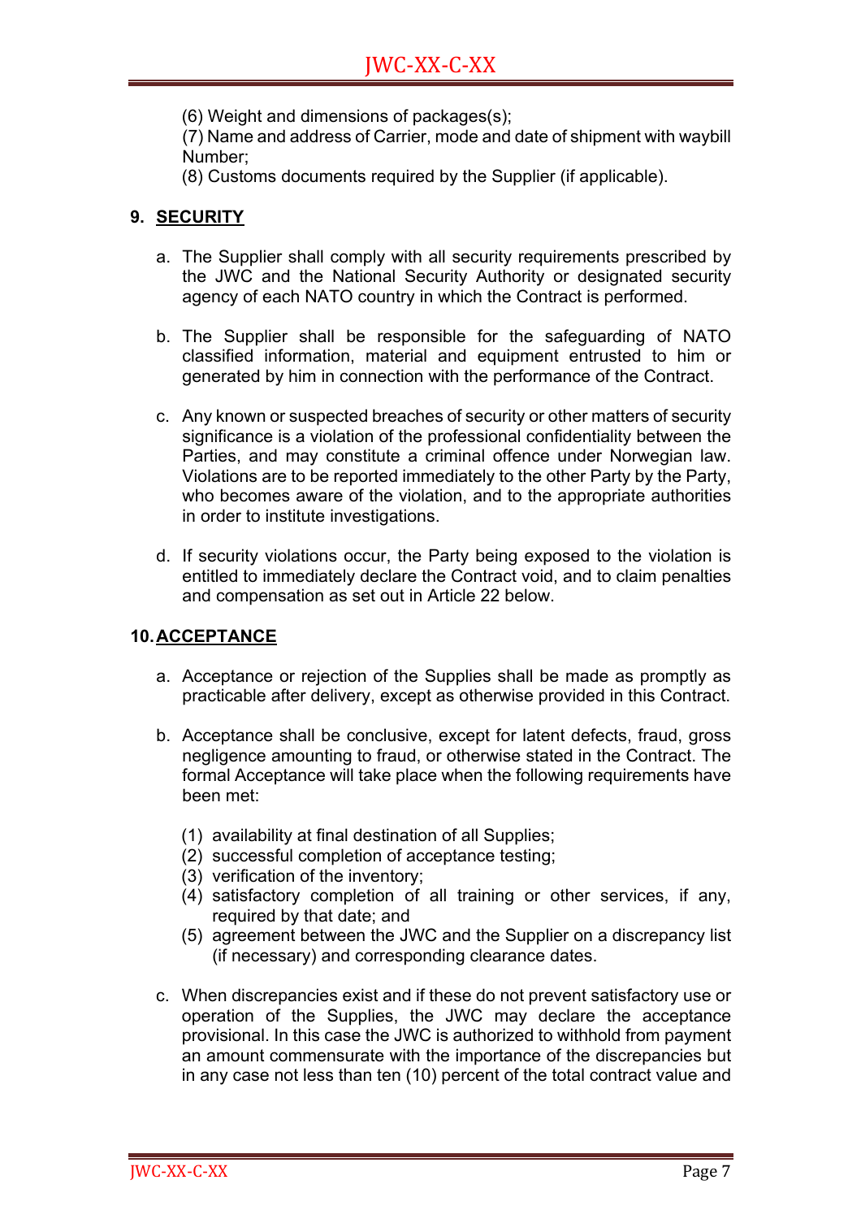(6) Weight and dimensions of packages(s);
(7) Name and address of Carrier, mode and date of shipment with waybill Number;
(8) Customs documents required by the Supplier (if applicable).

## 9. SECURITY

a. The Supplier shall comply with all security requirements prescribed by the JWC and the National Security Authority or designated security agency of each NATO country in which the Contract is performed.

b. The Supplier shall be responsible for the safeguarding of NATO classified information, material and equipment entrusted to him or generated by him in connection with the performance of the Contract.

c. Any known or suspected breaches of security or other matters of security significance is a violation of the professional confidentiality between the Parties, and may constitute a criminal offence under Norwegian law. Violations are to be reported immediately to the other Party by the Party, who becomes aware of the violation, and to the appropriate authorities in order to institute investigations.

d. If security violations occur, the Party being exposed to the violation is entitled to immediately declare the Contract void, and to claim penalties and compensation as set out in Article 22 below.

## 10. ACCEPTANCE

a. Acceptance or rejection of the Supplies shall be made as promptly as practicable after delivery, except as otherwise provided in this Contract.

b. Acceptance shall be conclusive, except for latent defects, fraud, gross negligence amounting to fraud, or otherwise stated in the Contract. The formal Acceptance will take place when the following requirements have been met:

   (1) availability at final destination of all Supplies;
   (2) successful completion of acceptance testing;
   (3) verification of the inventory;
   (4) satisfactory completion of all training or other services, if any, required by that date; and
   (5) agreement between the JWC and the Supplier on a discrepancy list (if necessary) and corresponding clearance dates.

c. When discrepancies exist and if these do not prevent satisfactory use or operation of the Supplies, the JWC may declare the acceptance provisional. In this case the JWC is authorized to withhold from payment an amount commensurate with the importance of the discrepancies but in any case not less than ten (10) percent of the total contract value and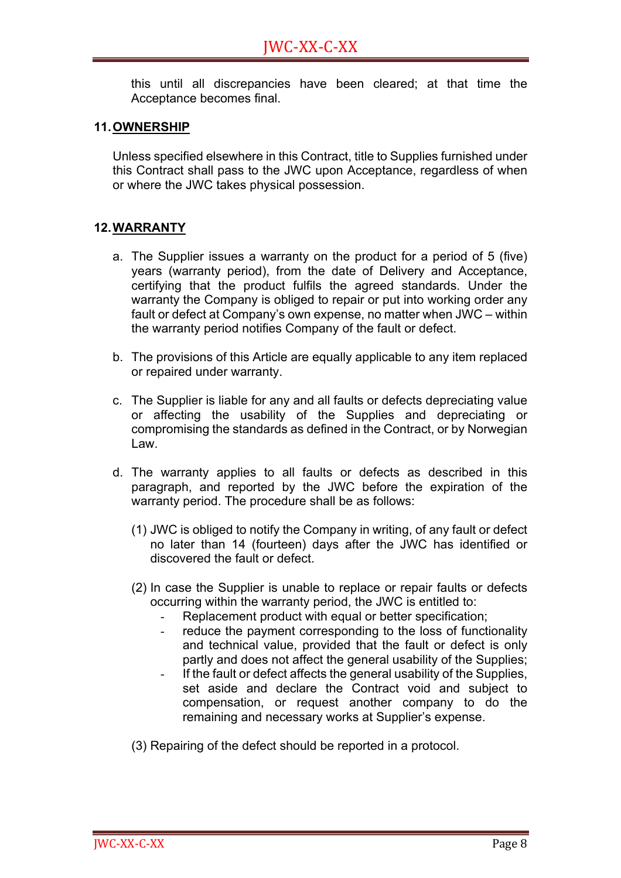this until all discrepancies have been cleared; at that time the Acceptance becomes final.

## 11. OWNERSHIP

Unless specified elsewhere in this Contract, title to Supplies furnished under this Contract shall pass to the JWC upon Acceptance, regardless of when or where the JWC takes physical possession.

## 12. WARRANTY

a. The Supplier issues a warranty on the product for a period of 5 (five) years (warranty period), from the date of Delivery and Acceptance, certifying that the product fulfils the agreed standards. Under the warranty the Company is obliged to repair or put into working order any fault or defect at Company's own expense, no matter when JWC – within the warranty period notifies Company of the fault or defect.

b. The provisions of this Article are equally applicable to any item replaced or repaired under warranty.

c. The Supplier is liable for any and all faults or defects depreciating value or affecting the usability of the Supplies and depreciating or compromising the standards as defined in the Contract, or by Norwegian Law.

d. The warranty applies to all faults or defects as described in this paragraph, and reported by the JWC before the expiration of the warranty period. The procedure shall be as follows:

   (1) JWC is obliged to notify the Company in writing, of any fault or defect no later than 14 (fourteen) days after the JWC has identified or discovered the fault or defect.

   (2) In case the Supplier is unable to replace or repair faults or defects occurring within the warranty period, the JWC is entitled to:
   - Replacement product with equal or better specification;
   - reduce the payment corresponding to the loss of functionality and technical value, provided that the fault or defect is only partly and does not affect the general usability of the Supplies;
   - If the fault or defect affects the general usability of the Supplies, set aside and declare the Contract void and subject to compensation, or request another company to do the remaining and necessary works at Supplier's expense.

   (3) Repairing of the defect should be reported in a protocol.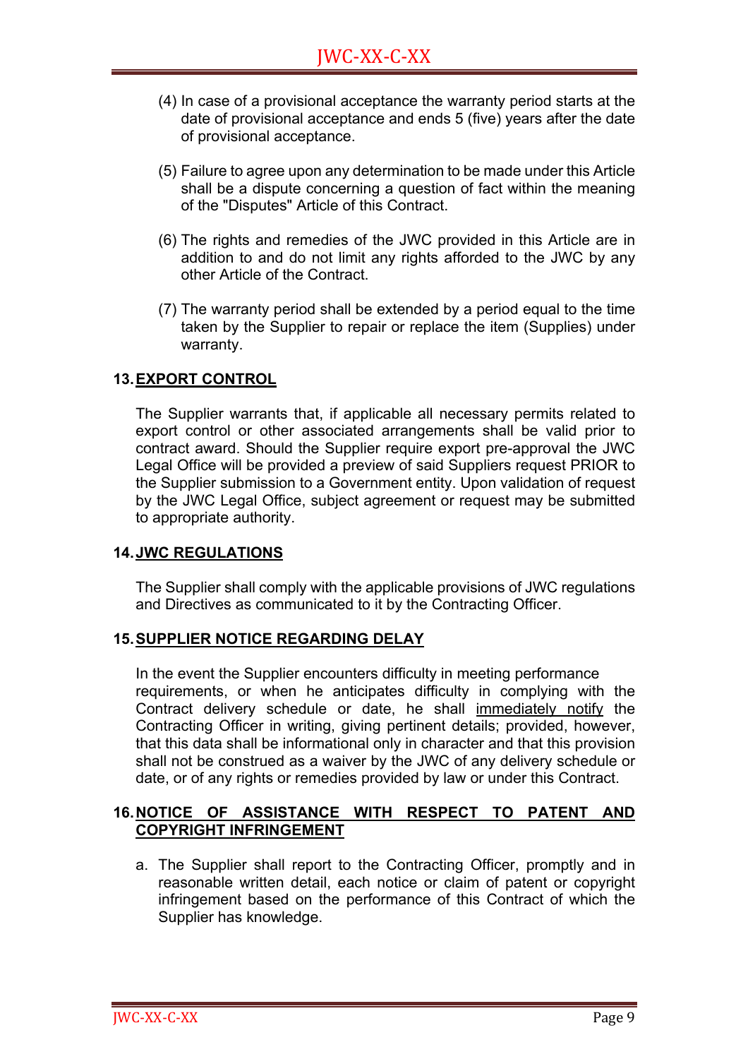(4) In case of a provisional acceptance the warranty period starts at the date of provisional acceptance and ends 5 (five) years after the date of provisional acceptance.

(5) Failure to agree upon any determination to be made under this Article shall be a dispute concerning a question of fact within the meaning of the "Disputes" Article of this Contract.

(6) The rights and remedies of the JWC provided in this Article are in addition to and do not limit any rights afforded to the JWC by any other Article of the Contract.

(7) The warranty period shall be extended by a period equal to the time taken by the Supplier to repair or replace the item (Supplies) under warranty.

## 13. EXPORT CONTROL

The Supplier warrants that, if applicable all necessary permits related to export control or other associated arrangements shall be valid prior to contract award. Should the Supplier require export pre-approval the JWC Legal Office will be provided a preview of said Suppliers request PRIOR to the Supplier submission to a Government entity. Upon validation of request by the JWC Legal Office, subject agreement or request may be submitted to appropriate authority.

## 14. JWC REGULATIONS

The Supplier shall comply with the applicable provisions of JWC regulations and Directives as communicated to it by the Contracting Officer.

## 15. SUPPLIER NOTICE REGARDING DELAY

In the event the Supplier encounters difficulty in meeting performance requirements, or when he anticipates difficulty in complying with the Contract delivery schedule or date, he shall <u>immediately notify</u> the Contracting Officer in writing, giving pertinent details; provided, however, that this data shall be informational only in character and that this provision shall not be construed as a waiver by the JWC of any delivery schedule or date, or of any rights or remedies provided by law or under this Contract.

## 16. NOTICE OF ASSISTANCE WITH RESPECT TO PATENT AND COPYRIGHT INFRINGEMENT

a. The Supplier shall report to the Contracting Officer, promptly and in reasonable written detail, each notice or claim of patent or copyright infringement based on the performance of this Contract of which the Supplier has knowledge.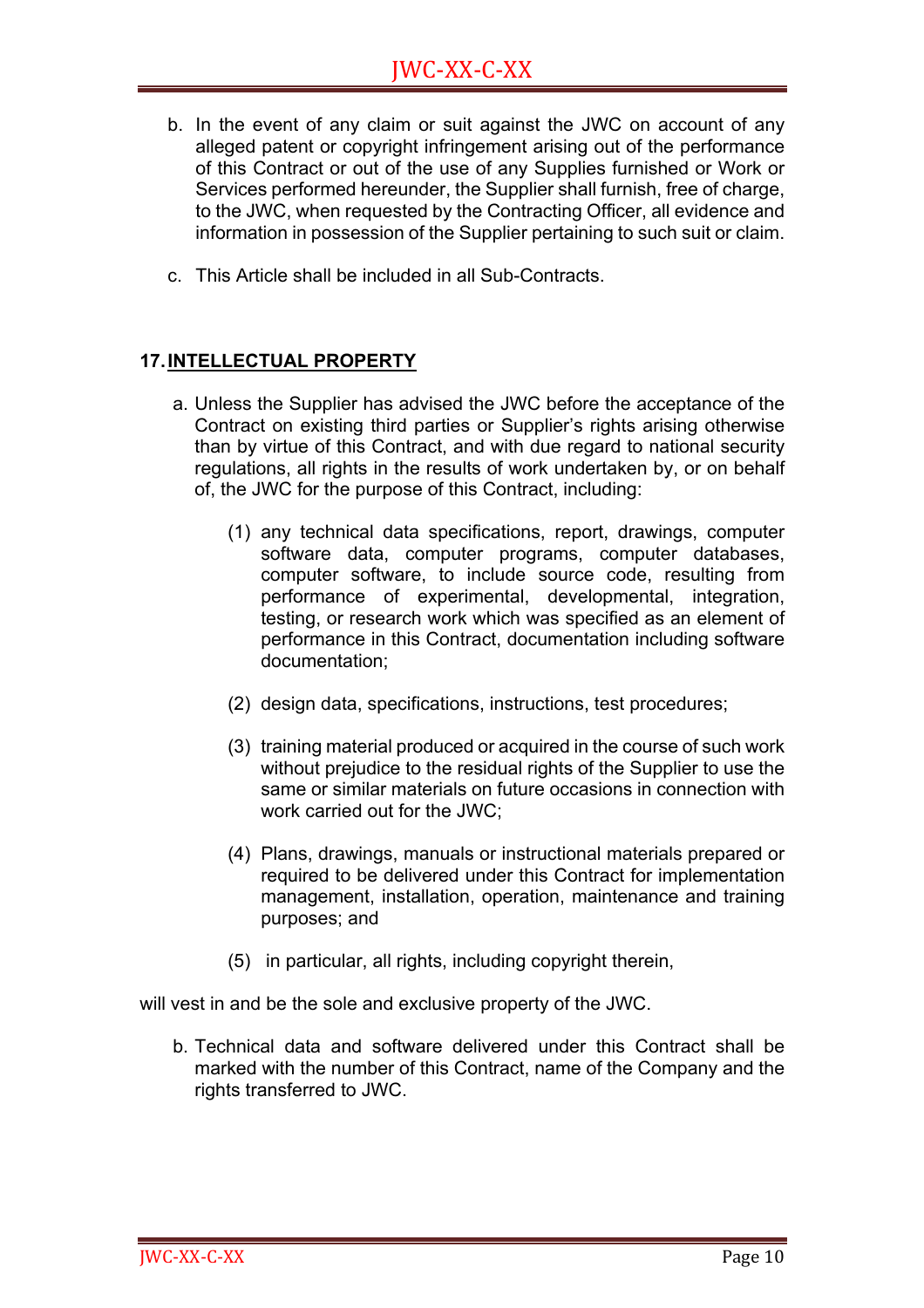b. In the event of any claim or suit against the JWC on account of any alleged patent or copyright infringement arising out of the performance of this Contract or out of the use of any Supplies furnished or Work or Services performed hereunder, the Supplier shall furnish, free of charge, to the JWC, when requested by the Contracting Officer, all evidence and information in possession of the Supplier pertaining to such suit or claim.

c. This Article shall be included in all Sub-Contracts.

## 17. INTELLECTUAL PROPERTY

a. Unless the Supplier has advised the JWC before the acceptance of the Contract on existing third parties or Supplier's rights arising otherwise than by virtue of this Contract, and with due regard to national security regulations, all rights in the results of work undertaken by, or on behalf of, the JWC for the purpose of this Contract, including:

   (1) any technical data specifications, report, drawings, computer software data, computer programs, computer databases, computer software, to include source code, resulting from performance of experimental, developmental, integration, testing, or research work which was specified as an element of performance in this Contract, documentation including software documentation;

   (2) design data, specifications, instructions, test procedures;

   (3) training material produced or acquired in the course of such work without prejudice to the residual rights of the Supplier to use the same or similar materials on future occasions in connection with work carried out for the JWC;

   (4) Plans, drawings, manuals or instructional materials prepared or required to be delivered under this Contract for implementation management, installation, operation, maintenance and training purposes; and

   (5) in particular, all rights, including copyright therein,

will vest in and be the sole and exclusive property of the JWC.

b. Technical data and software delivered under this Contract shall be marked with the number of this Contract, name of the Company and the rights transferred to JWC.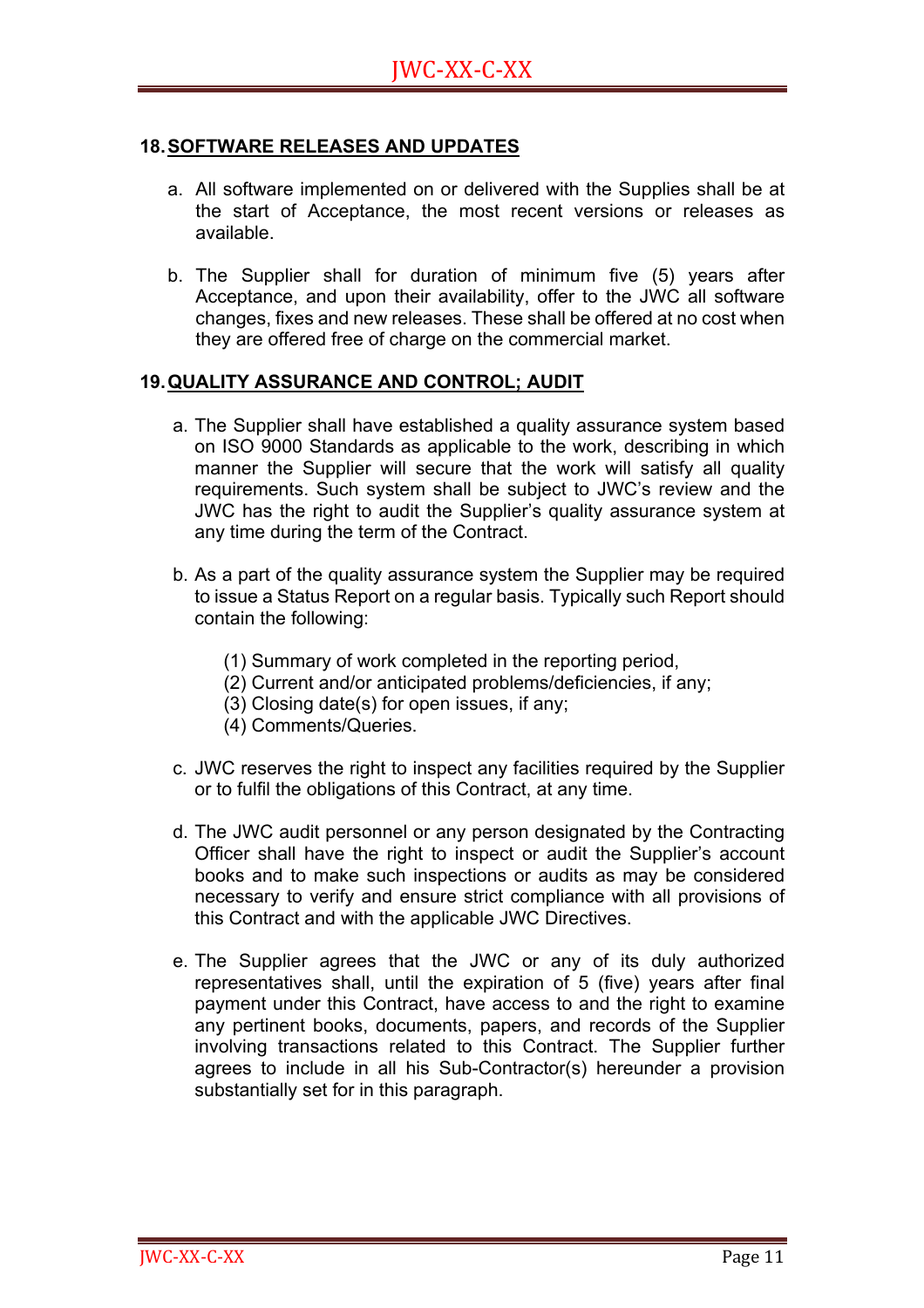## 18. SOFTWARE RELEASES AND UPDATES

a. All software implemented on or delivered with the Supplies shall be at the start of Acceptance, the most recent versions or releases as available.

b. The Supplier shall for duration of minimum five (5) years after Acceptance, and upon their availability, offer to the JWC all software changes, fixes and new releases. These shall be offered at no cost when they are offered free of charge on the commercial market.

## 19. QUALITY ASSURANCE AND CONTROL; AUDIT

a. The Supplier shall have established a quality assurance system based on ISO 9000 Standards as applicable to the work, describing in which manner the Supplier will secure that the work will satisfy all quality requirements. Such system shall be subject to JWC's review and the JWC has the right to audit the Supplier's quality assurance system at any time during the term of the Contract.

b. As a part of the quality assurance system the Supplier may be required to issue a Status Report on a regular basis. Typically such Report should contain the following:

   (1) Summary of work completed in the reporting period,
   (2) Current and/or anticipated problems/deficiencies, if any;
   (3) Closing date(s) for open issues, if any;
   (4) Comments/Queries.

c. JWC reserves the right to inspect any facilities required by the Supplier or to fulfil the obligations of this Contract, at any time.

d. The JWC audit personnel or any person designated by the Contracting Officer shall have the right to inspect or audit the Supplier's account books and to make such inspections or audits as may be considered necessary to verify and ensure strict compliance with all provisions of this Contract and with the applicable JWC Directives.

e. The Supplier agrees that the JWC or any of its duly authorized representatives shall, until the expiration of 5 (five) years after final payment under this Contract, have access to and the right to examine any pertinent books, documents, papers, and records of the Supplier involving transactions related to this Contract. The Supplier further agrees to include in all his Sub-Contractor(s) hereunder a provision substantially set for in this paragraph.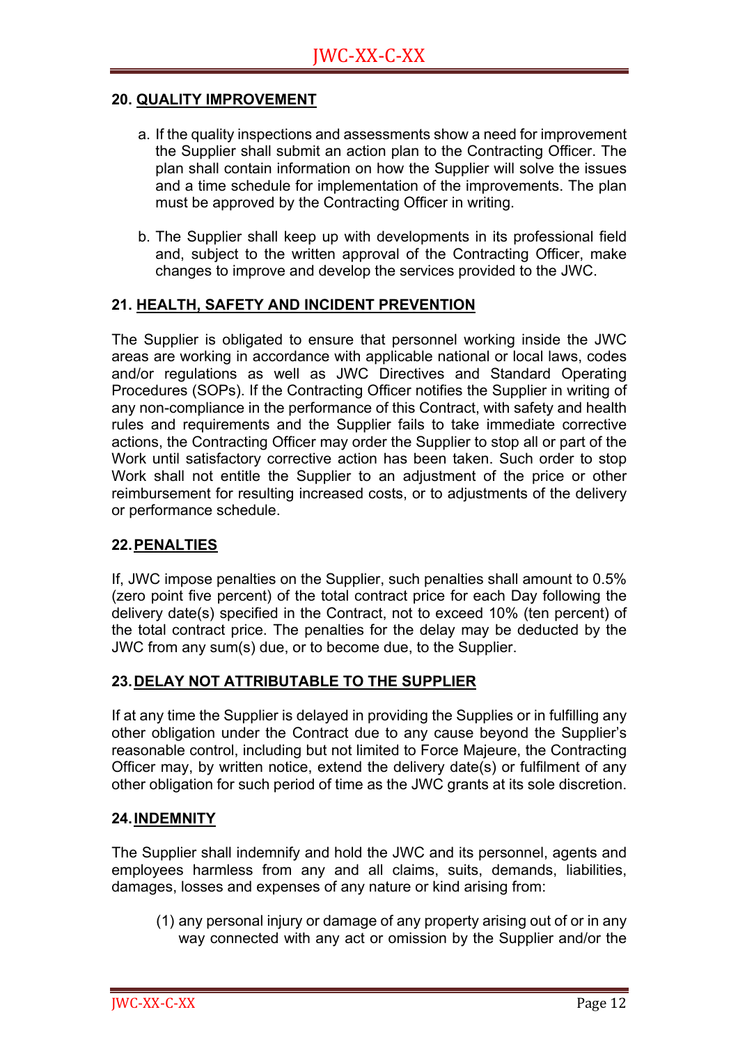## 20. QUALITY IMPROVEMENT

a. If the quality inspections and assessments show a need for improvement the Supplier shall submit an action plan to the Contracting Officer. The plan shall contain information on how the Supplier will solve the issues and a time schedule for implementation of the improvements. The plan must be approved by the Contracting Officer in writing.

b. The Supplier shall keep up with developments in its professional field and, subject to the written approval of the Contracting Officer, make changes to improve and develop the services provided to the JWC.

## 21. HEALTH, SAFETY AND INCIDENT PREVENTION

The Supplier is obligated to ensure that personnel working inside the JWC areas are working in accordance with applicable national or local laws, codes and/or regulations as well as JWC Directives and Standard Operating Procedures (SOPs). If the Contracting Officer notifies the Supplier in writing of any non-compliance in the performance of this Contract, with safety and health rules and requirements and the Supplier fails to take immediate corrective actions, the Contracting Officer may order the Supplier to stop all or part of the Work until satisfactory corrective action has been taken. Such order to stop Work shall not entitle the Supplier to an adjustment of the price or other reimbursement for resulting increased costs, or to adjustments of the delivery or performance schedule.

## 22. PENALTIES

If, JWC impose penalties on the Supplier, such penalties shall amount to 0.5% (zero point five percent) of the total contract price for each Day following the delivery date(s) specified in the Contract, not to exceed 10% (ten percent) of the total contract price. The penalties for the delay may be deducted by the JWC from any sum(s) due, or to become due, to the Supplier.

## 23. DELAY NOT ATTRIBUTABLE TO THE SUPPLIER

If at any time the Supplier is delayed in providing the Supplies or in fulfilling any other obligation under the Contract due to any cause beyond the Supplier's reasonable control, including but not limited to Force Majeure, the Contracting Officer may, by written notice, extend the delivery date(s) or fulfilment of any other obligation for such period of time as the JWC grants at its sole discretion.

## 24. INDEMNITY

The Supplier shall indemnify and hold the JWC and its personnel, agents and employees harmless from any and all claims, suits, demands, liabilities, damages, losses and expenses of any nature or kind arising from:

(1) any personal injury or damage of any property arising out of or in any way connected with any act or omission by the Supplier and/or the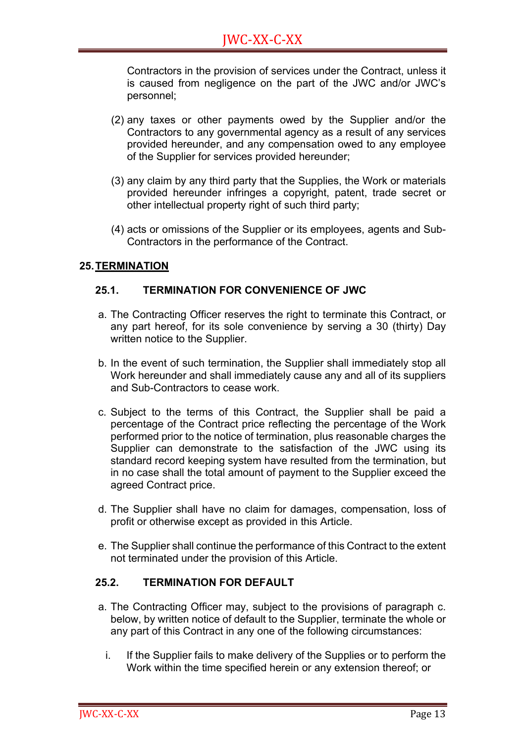Contractors in the provision of services under the Contract, unless it is caused from negligence on the part of the JWC and/or JWC's personnel;

(2) any taxes or other payments owed by the Supplier and/or the Contractors to any governmental agency as a result of any services provided hereunder, and any compensation owed to any employee of the Supplier for services provided hereunder;

(3) any claim by any third party that the Supplies, the Work or materials provided hereunder infringes a copyright, patent, trade secret or other intellectual property right of such third party;

(4) acts or omissions of the Supplier or its employees, agents and Sub-Contractors in the performance of the Contract.

## 25. TERMINATION

### 25.1. TERMINATION FOR CONVENIENCE OF JWC

a. The Contracting Officer reserves the right to terminate this Contract, or any part hereof, for its sole convenience by serving a 30 (thirty) Day written notice to the Supplier.

b. In the event of such termination, the Supplier shall immediately stop all Work hereunder and shall immediately cause any and all of its suppliers and Sub-Contractors to cease work.

c. Subject to the terms of this Contract, the Supplier shall be paid a percentage of the Contract price reflecting the percentage of the Work performed prior to the notice of termination, plus reasonable charges the Supplier can demonstrate to the satisfaction of the JWC using its standard record keeping system have resulted from the termination, but in no case shall the total amount of payment to the Supplier exceed the agreed Contract price.

d. The Supplier shall have no claim for damages, compensation, loss of profit or otherwise except as provided in this Article.

e. The Supplier shall continue the performance of this Contract to the extent not terminated under the provision of this Article.

### 25.2. TERMINATION FOR DEFAULT

a. The Contracting Officer may, subject to the provisions of paragraph c. below, by written notice of default to the Supplier, terminate the whole or any part of this Contract in any one of the following circumstances:

i. If the Supplier fails to make delivery of the Supplies or to perform the Work within the time specified herein or any extension thereof; or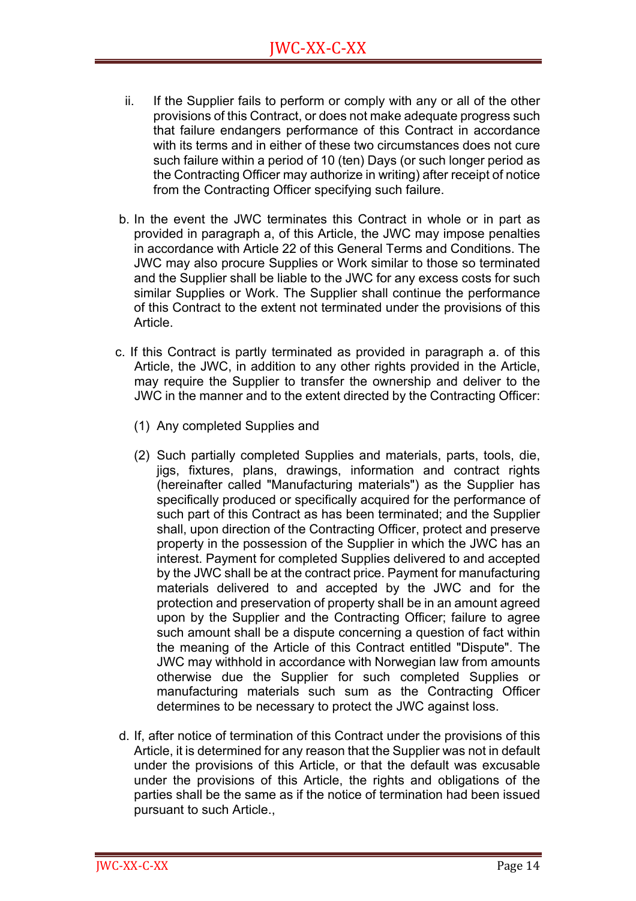ii. If the Supplier fails to perform or comply with any or all of the other provisions of this Contract, or does not make adequate progress such that failure endangers performance of this Contract in accordance with its terms and in either of these two circumstances does not cure such failure within a period of 10 (ten) Days (or such longer period as the Contracting Officer may authorize in writing) after receipt of notice from the Contracting Officer specifying such failure.

b. In the event the JWC terminates this Contract in whole or in part as provided in paragraph a, of this Article, the JWC may impose penalties in accordance with Article 22 of this General Terms and Conditions. The JWC may also procure Supplies or Work similar to those so terminated and the Supplier shall be liable to the JWC for any excess costs for such similar Supplies or Work. The Supplier shall continue the performance of this Contract to the extent not terminated under the provisions of this Article.

c. If this Contract is partly terminated as provided in paragraph a. of this Article, the JWC, in addition to any other rights provided in the Article, may require the Supplier to transfer the ownership and deliver to the JWC in the manner and to the extent directed by the Contracting Officer:

(1) Any completed Supplies and

(2) Such partially completed Supplies and materials, parts, tools, die, jigs, fixtures, plans, drawings, information and contract rights (hereinafter called "Manufacturing materials") as the Supplier has specifically produced or specifically acquired for the performance of such part of this Contract as has been terminated; and the Supplier shall, upon direction of the Contracting Officer, protect and preserve property in the possession of the Supplier in which the JWC has an interest. Payment for completed Supplies delivered to and accepted by the JWC shall be at the contract price. Payment for manufacturing materials delivered to and accepted by the JWC and for the protection and preservation of property shall be in an amount agreed upon by the Supplier and the Contracting Officer; failure to agree such amount shall be a dispute concerning a question of fact within the meaning of the Article of this Contract entitled "Dispute". The JWC may withhold in accordance with Norwegian law from amounts otherwise due the Supplier for such completed Supplies or manufacturing materials such sum as the Contracting Officer determines to be necessary to protect the JWC against loss.

d. If, after notice of termination of this Contract under the provisions of this Article, it is determined for any reason that the Supplier was not in default under the provisions of this Article, or that the default was excusable under the provisions of this Article, the rights and obligations of the parties shall be the same as if the notice of termination had been issued pursuant to such Article.,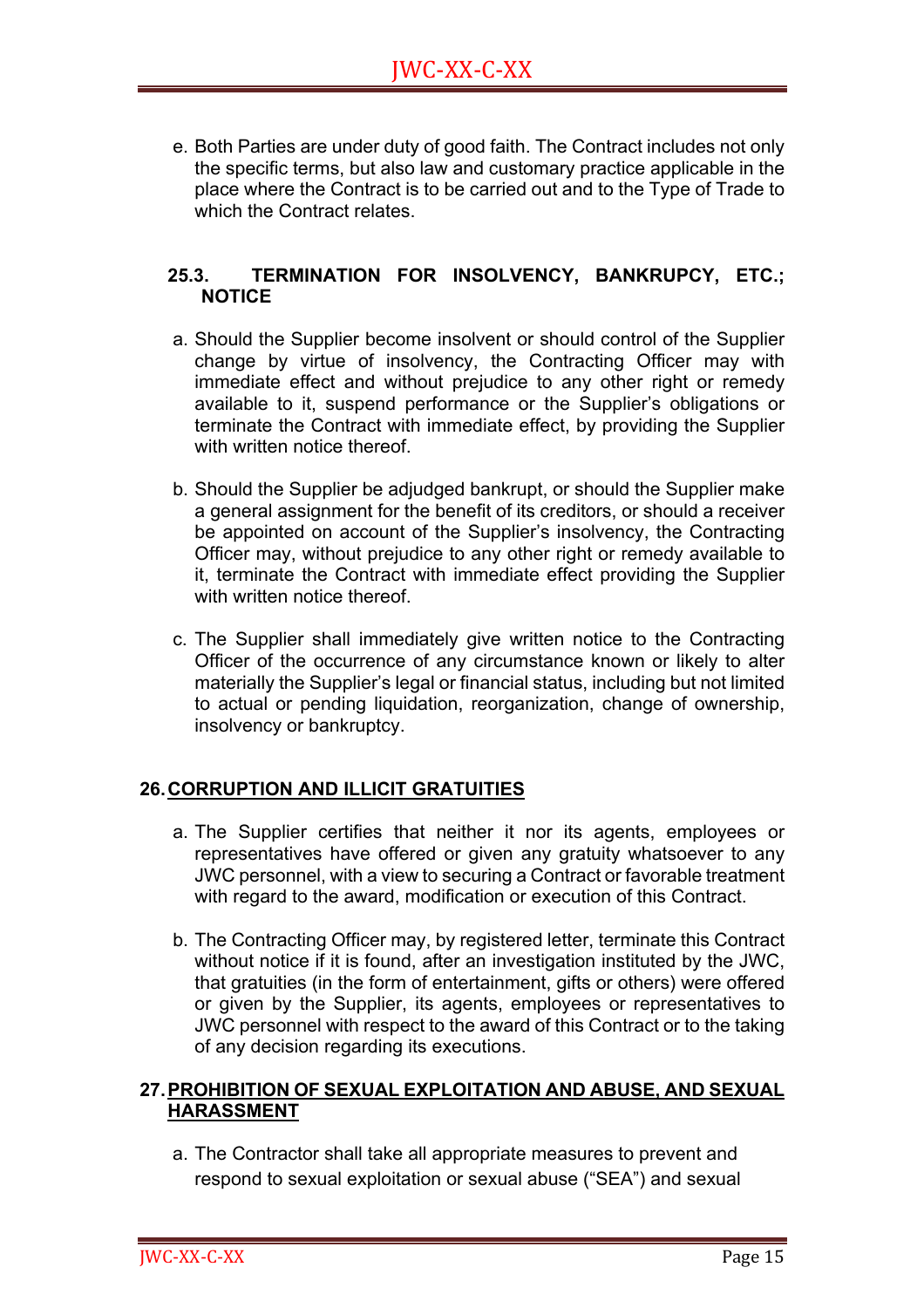e. Both Parties are under duty of good faith. The Contract includes not only the specific terms, but also law and customary practice applicable in the place where the Contract is to be carried out and to the Type of Trade to which the Contract relates.

### 25.3. TERMINATION FOR INSOLVENCY, BANKRUPCY, ETC.; NOTICE

a. Should the Supplier become insolvent or should control of the Supplier change by virtue of insolvency, the Contracting Officer may with immediate effect and without prejudice to any other right or remedy available to it, suspend performance or the Supplier's obligations or terminate the Contract with immediate effect, by providing the Supplier with written notice thereof.

b. Should the Supplier be adjudged bankrupt, or should the Supplier make a general assignment for the benefit of its creditors, or should a receiver be appointed on account of the Supplier's insolvency, the Contracting Officer may, without prejudice to any other right or remedy available to it, terminate the Contract with immediate effect providing the Supplier with written notice thereof.

c. The Supplier shall immediately give written notice to the Contracting Officer of the occurrence of any circumstance known or likely to alter materially the Supplier's legal or financial status, including but not limited to actual or pending liquidation, reorganization, change of ownership, insolvency or bankruptcy.

## 26. CORRUPTION AND ILLICIT GRATUITIES

a. The Supplier certifies that neither it nor its agents, employees or representatives have offered or given any gratuity whatsoever to any JWC personnel, with a view to securing a Contract or favorable treatment with regard to the award, modification or execution of this Contract.

b. The Contracting Officer may, by registered letter, terminate this Contract without notice if it is found, after an investigation instituted by the JWC, that gratuities (in the form of entertainment, gifts or others) were offered or given by the Supplier, its agents, employees or representatives to JWC personnel with respect to the award of this Contract or to the taking of any decision regarding its executions.

## 27. PROHIBITION OF SEXUAL EXPLOITATION AND ABUSE, AND SEXUAL HARASSMENT

a. The Contractor shall take all appropriate measures to prevent and respond to sexual exploitation or sexual abuse ("SEA") and sexual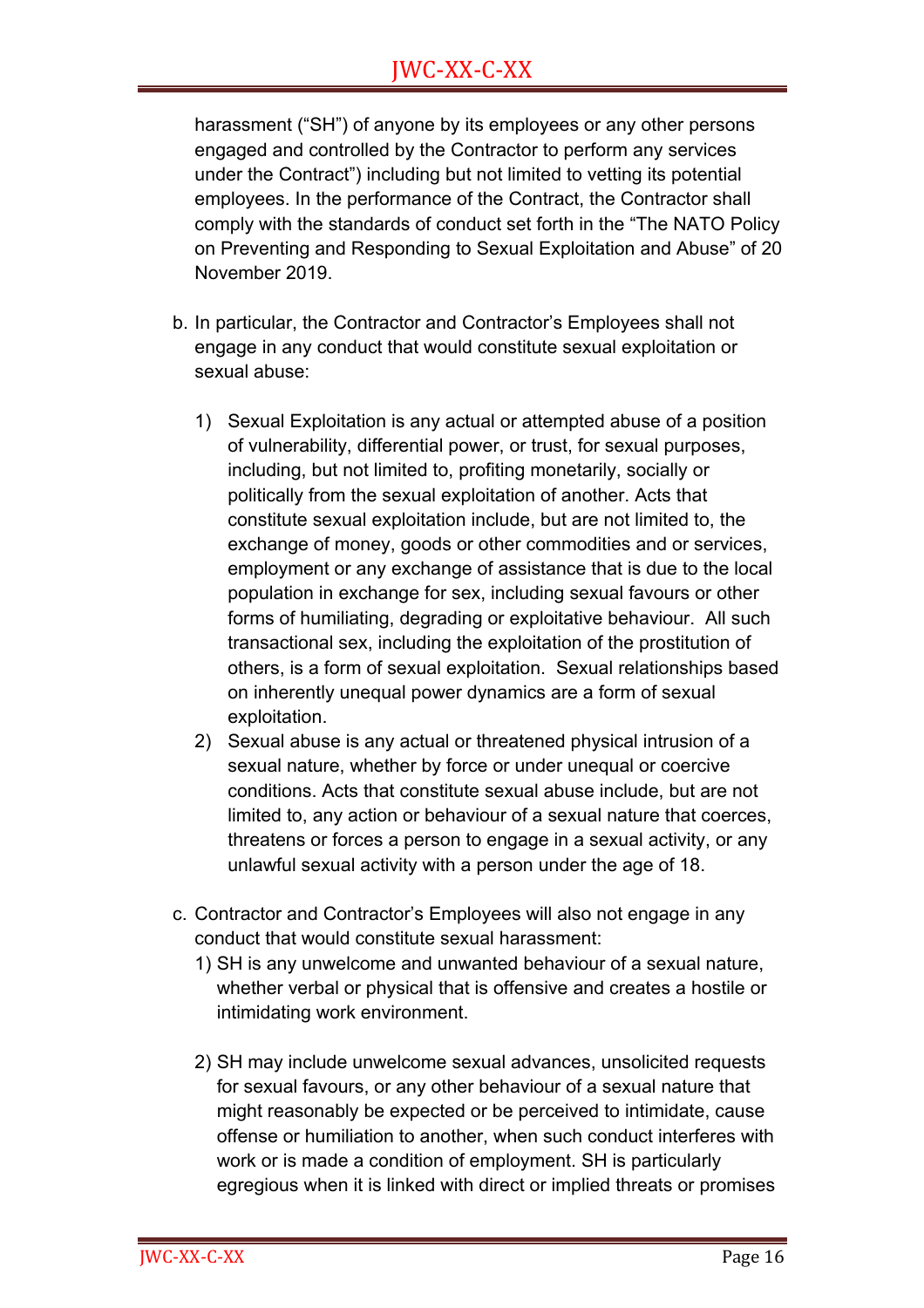harassment ("SH") of anyone by its employees or any other persons engaged and controlled by the Contractor to perform any services under the Contract") including but not limited to vetting its potential employees. In the performance of the Contract, the Contractor shall comply with the standards of conduct set forth in the "The NATO Policy on Preventing and Responding to Sexual Exploitation and Abuse" of 20 November 2019.

b. In particular, the Contractor and Contractor's Employees shall not engage in any conduct that would constitute sexual exploitation or sexual abuse:

   1) Sexual Exploitation is any actual or attempted abuse of a position of vulnerability, differential power, or trust, for sexual purposes, including, but not limited to, profiting monetarily, socially or politically from the sexual exploitation of another. Acts that constitute sexual exploitation include, but are not limited to, the exchange of money, goods or other commodities and or services, employment or any exchange of assistance that is due to the local population in exchange for sex, including sexual favours or other forms of humiliating, degrading or exploitative behaviour. All such transactional sex, including the exploitation of the prostitution of others, is a form of sexual exploitation. Sexual relationships based on inherently unequal power dynamics are a form of sexual exploitation.
   2) Sexual abuse is any actual or threatened physical intrusion of a sexual nature, whether by force or under unequal or coercive conditions. Acts that constitute sexual abuse include, but are not limited to, any action or behaviour of a sexual nature that coerces, threatens or forces a person to engage in a sexual activity, or any unlawful sexual activity with a person under the age of 18.

c. Contractor and Contractor's Employees will also not engage in any conduct that would constitute sexual harassment:
   1) SH is any unwelcome and unwanted behaviour of a sexual nature, whether verbal or physical that is offensive and creates a hostile or intimidating work environment.

   2) SH may include unwelcome sexual advances, unsolicited requests for sexual favours, or any other behaviour of a sexual nature that might reasonably be expected or be perceived to intimidate, cause offense or humiliation to another, when such conduct interferes with work or is made a condition of employment. SH is particularly egregious when it is linked with direct or implied threats or promises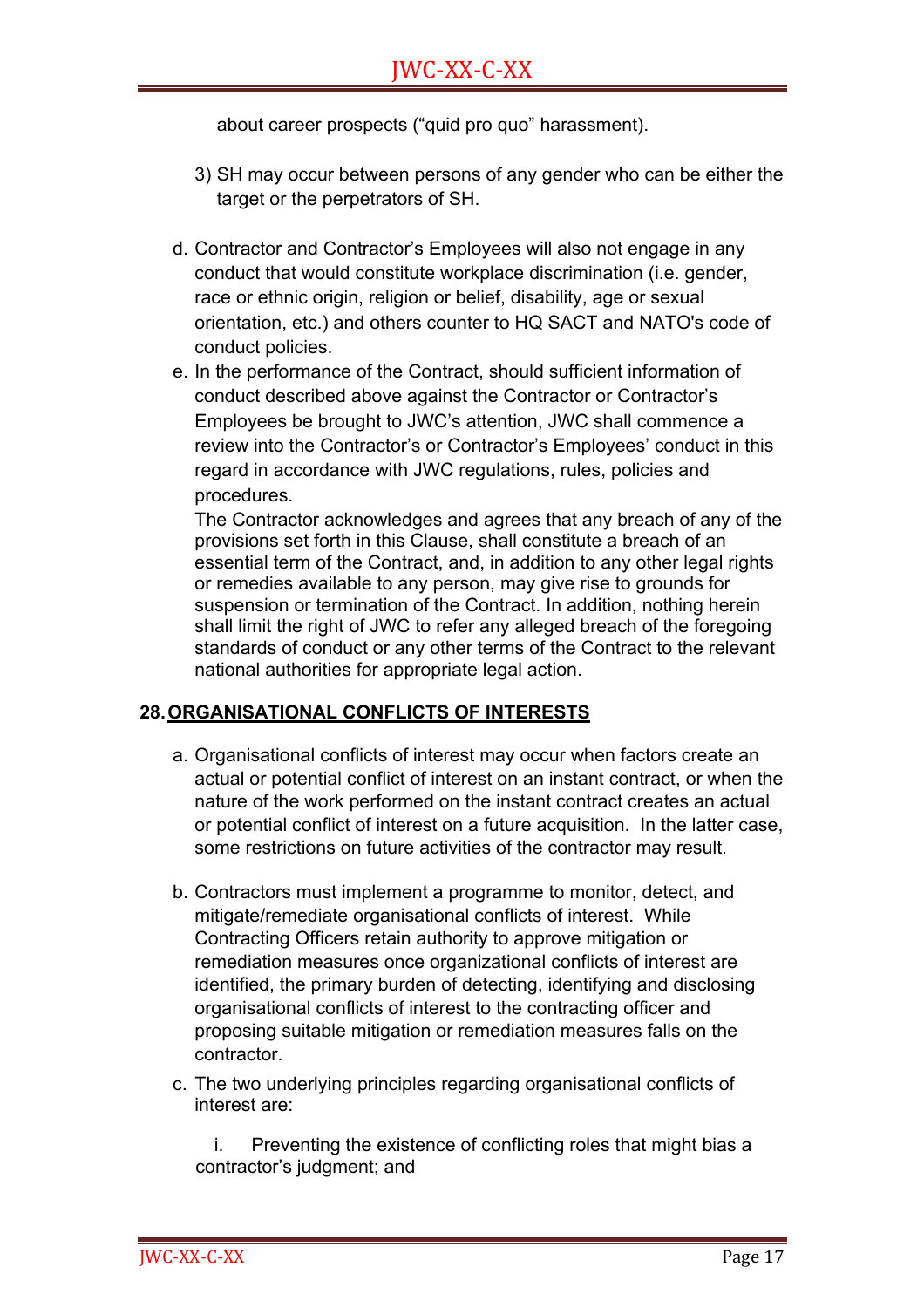about career prospects ("quid pro quo" harassment).

3) SH may occur between persons of any gender who can be either the target or the perpetrators of SH.

d. Contractor and Contractor's Employees will also not engage in any conduct that would constitute workplace discrimination (i.e. gender, race or ethnic origin, religion or belief, disability, age or sexual orientation, etc.) and others counter to HQ SACT and NATO's code of conduct policies.

e. In the performance of the Contract, should sufficient information of conduct described above against the Contractor or Contractor's Employees be brought to JWC's attention, JWC shall commence a review into the Contractor's or Contractor's Employees' conduct in this regard in accordance with JWC regulations, rules, policies and procedures.
The Contractor acknowledges and agrees that any breach of any of the provisions set forth in this Clause, shall constitute a breach of an essential term of the Contract, and, in addition to any other legal rights or remedies available to any person, may give rise to grounds for suspension or termination of the Contract. In addition, nothing herein shall limit the right of JWC to refer any alleged breach of the foregoing standards of conduct or any other terms of the Contract to the relevant national authorities for appropriate legal action.

## 28. ORGANISATIONAL CONFLICTS OF INTERESTS

a. Organisational conflicts of interest may occur when factors create an actual or potential conflict of interest on an instant contract, or when the nature of the work performed on the instant contract creates an actual or potential conflict of interest on a future acquisition. In the latter case, some restrictions on future activities of the contractor may result.

b. Contractors must implement a programme to monitor, detect, and mitigate/remediate organisational conflicts of interest. While Contracting Officers retain authority to approve mitigation or remediation measures once organizational conflicts of interest are identified, the primary burden of detecting, identifying and disclosing organisational conflicts of interest to the contracting officer and proposing suitable mitigation or remediation measures falls on the contractor.

c. The two underlying principles regarding organisational conflicts of interest are:

i. Preventing the existence of conflicting roles that might bias a contractor's judgment; and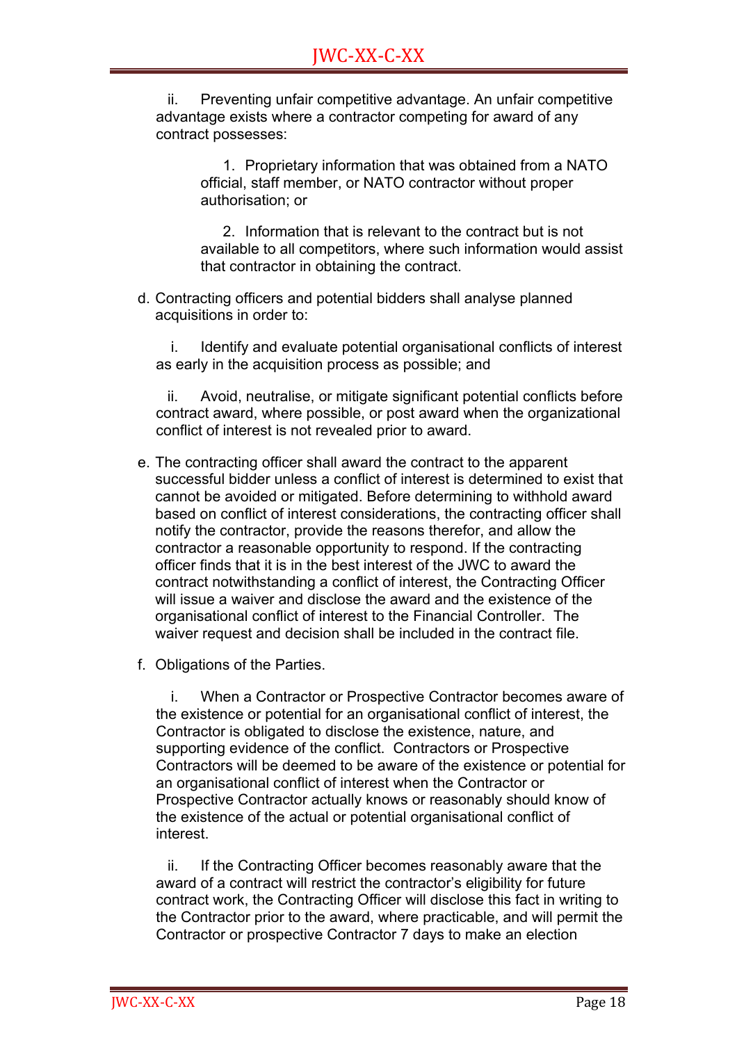ii. Preventing unfair competitive advantage. An unfair competitive advantage exists where a contractor competing for award of any contract possesses:

1. Proprietary information that was obtained from a NATO official, staff member, or NATO contractor without proper authorisation; or

2. Information that is relevant to the contract but is not available to all competitors, where such information would assist that contractor in obtaining the contract.

d. Contracting officers and potential bidders shall analyse planned acquisitions in order to:

i. Identify and evaluate potential organisational conflicts of interest as early in the acquisition process as possible; and

ii. Avoid, neutralise, or mitigate significant potential conflicts before contract award, where possible, or post award when the organizational conflict of interest is not revealed prior to award.

e. The contracting officer shall award the contract to the apparent successful bidder unless a conflict of interest is determined to exist that cannot be avoided or mitigated. Before determining to withhold award based on conflict of interest considerations, the contracting officer shall notify the contractor, provide the reasons therefor, and allow the contractor a reasonable opportunity to respond. If the contracting officer finds that it is in the best interest of the JWC to award the contract notwithstanding a conflict of interest, the Contracting Officer will issue a waiver and disclose the award and the existence of the organisational conflict of interest to the Financial Controller. The waiver request and decision shall be included in the contract file.

f. Obligations of the Parties.

i. When a Contractor or Prospective Contractor becomes aware of the existence or potential for an organisational conflict of interest, the Contractor is obligated to disclose the existence, nature, and supporting evidence of the conflict. Contractors or Prospective Contractors will be deemed to be aware of the existence or potential for an organisational conflict of interest when the Contractor or Prospective Contractor actually knows or reasonably should know of the existence of the actual or potential organisational conflict of interest.

ii. If the Contracting Officer becomes reasonably aware that the award of a contract will restrict the contractor's eligibility for future contract work, the Contracting Officer will disclose this fact in writing to the Contractor prior to the award, where practicable, and will permit the Contractor or prospective Contractor 7 days to make an election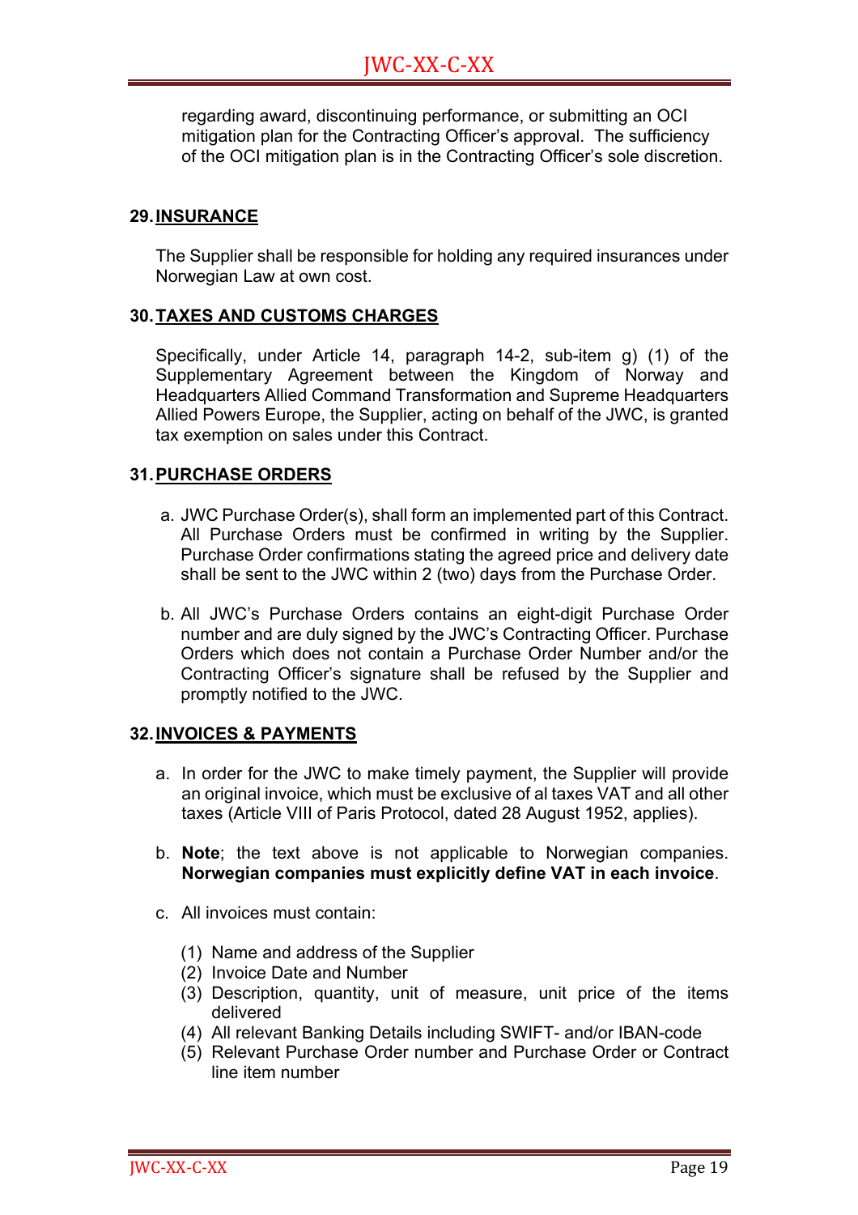regarding award, discontinuing performance, or submitting an OCI mitigation plan for the Contracting Officer's approval. The sufficiency of the OCI mitigation plan is in the Contracting Officer's sole discretion.

## 29. INSURANCE

The Supplier shall be responsible for holding any required insurances under Norwegian Law at own cost.

## 30. TAXES AND CUSTOMS CHARGES

Specifically, under Article 14, paragraph 14-2, sub-item g) (1) of the Supplementary Agreement between the Kingdom of Norway and Headquarters Allied Command Transformation and Supreme Headquarters Allied Powers Europe, the Supplier, acting on behalf of the JWC, is granted tax exemption on sales under this Contract.

## 31. PURCHASE ORDERS

a. JWC Purchase Order(s), shall form an implemented part of this Contract. All Purchase Orders must be confirmed in writing by the Supplier. Purchase Order confirmations stating the agreed price and delivery date shall be sent to the JWC within 2 (two) days from the Purchase Order.

b. All JWC's Purchase Orders contains an eight-digit Purchase Order number and are duly signed by the JWC's Contracting Officer. Purchase Orders which does not contain a Purchase Order Number and/or the Contracting Officer's signature shall be refused by the Supplier and promptly notified to the JWC.

## 32. INVOICES & PAYMENTS

a. In order for the JWC to make timely payment, the Supplier will provide an original invoice, which must be exclusive of al taxes VAT and all other taxes (Article VIII of Paris Protocol, dated 28 August 1952, applies).

b. **Note**; the text above is not applicable to Norwegian companies. **Norwegian companies must explicitly define VAT in each invoice**.

c. All invoices must contain:

   (1) Name and address of the Supplier
   (2) Invoice Date and Number
   (3) Description, quantity, unit of measure, unit price of the items delivered
   (4) All relevant Banking Details including SWIFT- and/or IBAN-code
   (5) Relevant Purchase Order number and Purchase Order or Contract line item number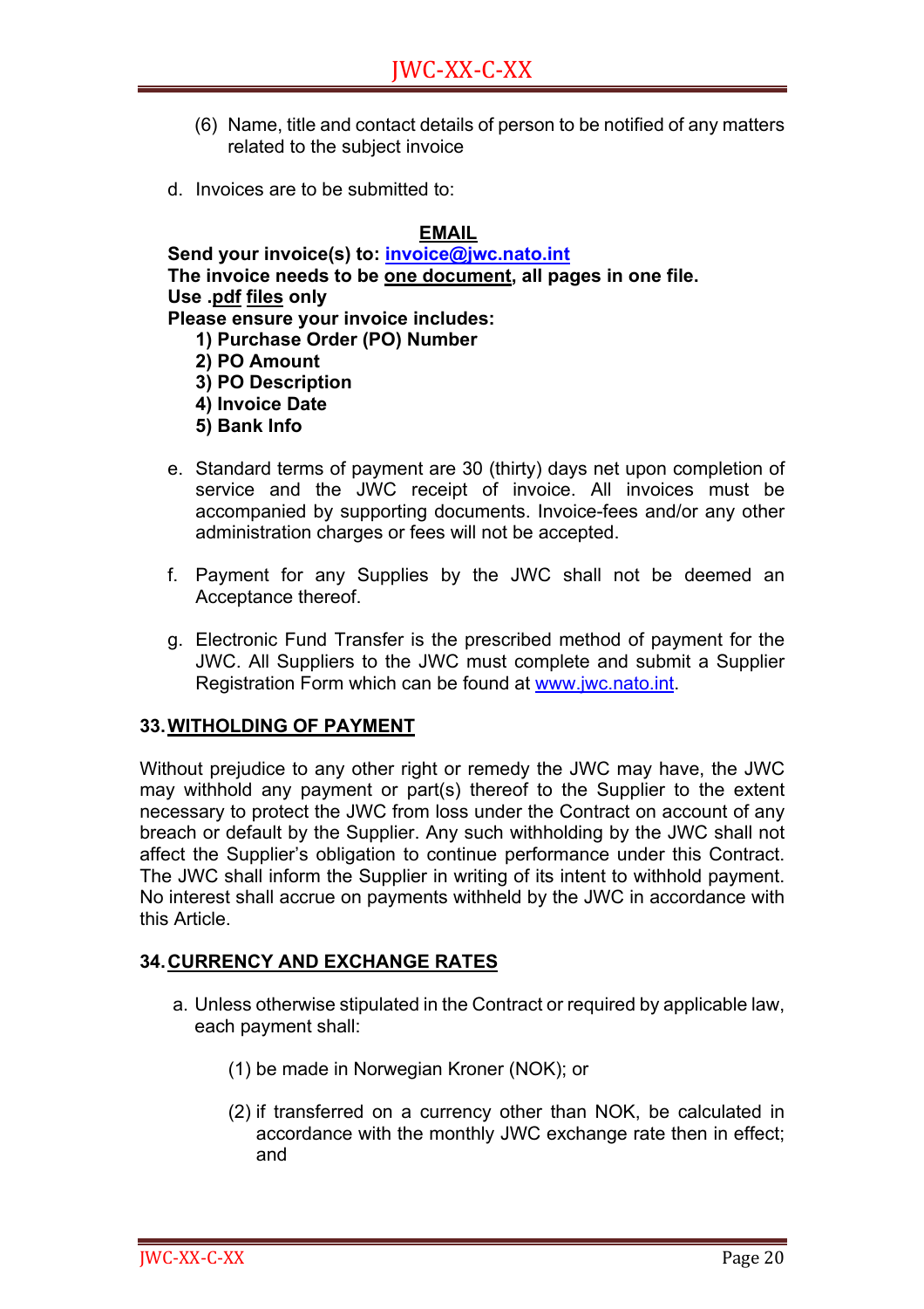(6) Name, title and contact details of person to be notified of any matters related to the subject invoice

d. Invoices are to be submitted to:

**EMAIL**

**Send your invoice(s) to: invoice@jwc.nato.int**
**The invoice needs to be one document, all pages in one file.**
**Use .pdf files only**
**Please ensure your invoice includes:**

**1) Purchase Order (PO) Number**
**2) PO Amount**
**3) PO Description**
**4) Invoice Date**
**5) Bank Info**

e. Standard terms of payment are 30 (thirty) days net upon completion of service and the JWC receipt of invoice. All invoices must be accompanied by supporting documents. Invoice-fees and/or any other administration charges or fees will not be accepted.

f. Payment for any Supplies by the JWC shall not be deemed an Acceptance thereof.

g. Electronic Fund Transfer is the prescribed method of payment for the JWC. All Suppliers to the JWC must complete and submit a Supplier Registration Form which can be found at www.jwc.nato.int.

## 33. WITHOLDING OF PAYMENT

Without prejudice to any other right or remedy the JWC may have, the JWC may withhold any payment or part(s) thereof to the Supplier to the extent necessary to protect the JWC from loss under the Contract on account of any breach or default by the Supplier. Any such withholding by the JWC shall not affect the Supplier's obligation to continue performance under this Contract. The JWC shall inform the Supplier in writing of its intent to withhold payment. No interest shall accrue on payments withheld by the JWC in accordance with this Article.

## 34. CURRENCY AND EXCHANGE RATES

a. Unless otherwise stipulated in the Contract or required by applicable law, each payment shall:

(1) be made in Norwegian Kroner (NOK); or

(2) if transferred on a currency other than NOK, be calculated in accordance with the monthly JWC exchange rate then in effect; and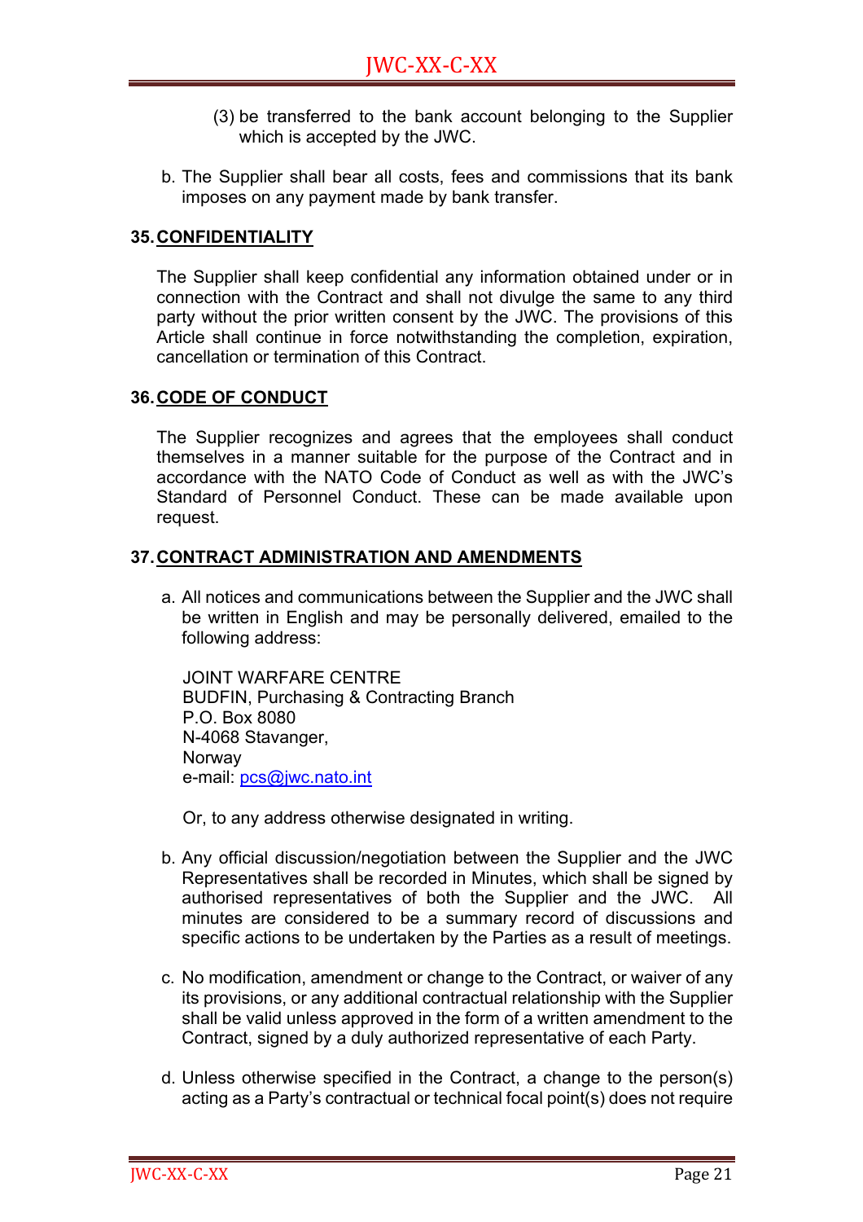(3) be transferred to the bank account belonging to the Supplier which is accepted by the JWC.

b. The Supplier shall bear all costs, fees and commissions that its bank imposes on any payment made by bank transfer.

## 35. CONFIDENTIALITY

The Supplier shall keep confidential any information obtained under or in connection with the Contract and shall not divulge the same to any third party without the prior written consent by the JWC. The provisions of this Article shall continue in force notwithstanding the completion, expiration, cancellation or termination of this Contract.

## 36. CODE OF CONDUCT

The Supplier recognizes and agrees that the employees shall conduct themselves in a manner suitable for the purpose of the Contract and in accordance with the NATO Code of Conduct as well as with the JWC's Standard of Personnel Conduct. These can be made available upon request.

## 37. CONTRACT ADMINISTRATION AND AMENDMENTS

a. All notices and communications between the Supplier and the JWC shall be written in English and may be personally delivered, emailed to the following address:

JOINT WARFARE CENTRE
BUDFIN, Purchasing & Contracting Branch
P.O. Box 8080
N-4068 Stavanger,
Norway
e-mail: pcs@jwc.nato.int

Or, to any address otherwise designated in writing.

b. Any official discussion/negotiation between the Supplier and the JWC Representatives shall be recorded in Minutes, which shall be signed by authorised representatives of both the Supplier and the JWC. All minutes are considered to be a summary record of discussions and specific actions to be undertaken by the Parties as a result of meetings.

c. No modification, amendment or change to the Contract, or waiver of any its provisions, or any additional contractual relationship with the Supplier shall be valid unless approved in the form of a written amendment to the Contract, signed by a duly authorized representative of each Party.

d. Unless otherwise specified in the Contract, a change to the person(s) acting as a Party's contractual or technical focal point(s) does not require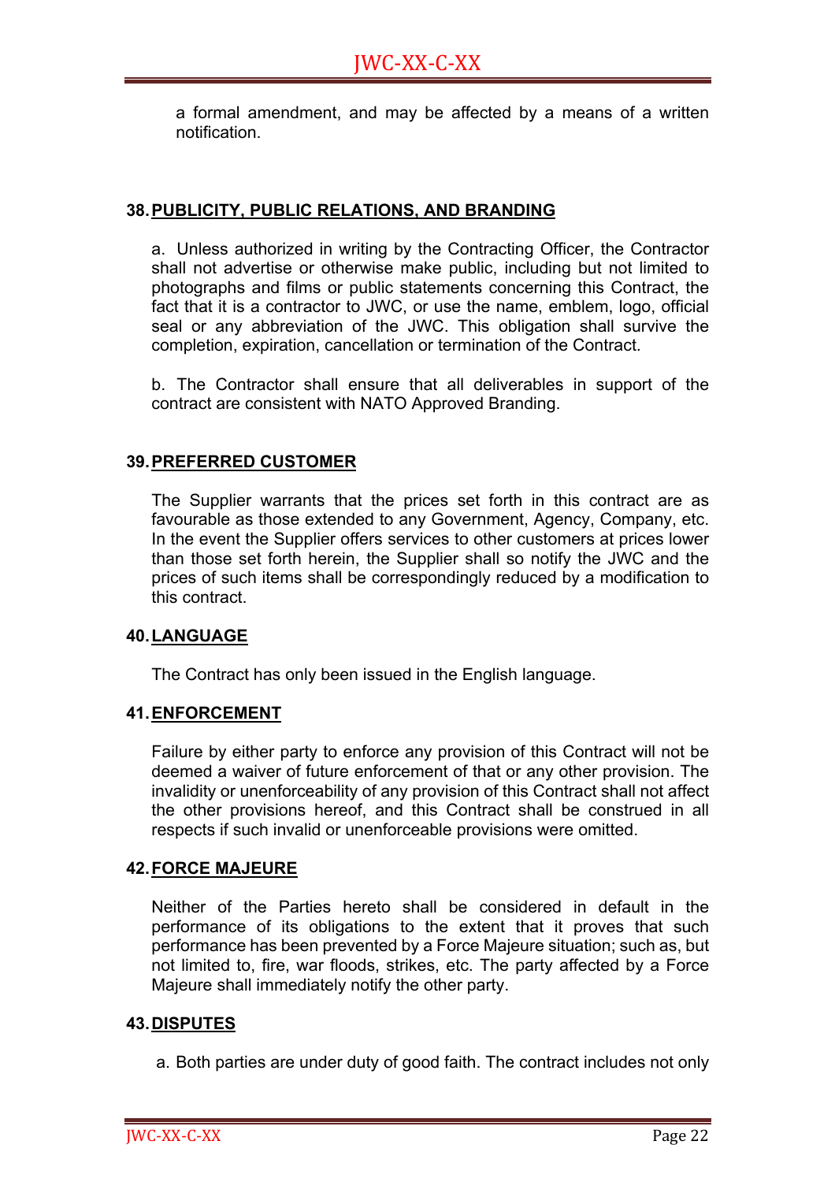a formal amendment, and may be affected by a means of a written notification.

## 38. PUBLICITY, PUBLIC RELATIONS, AND BRANDING

a. Unless authorized in writing by the Contracting Officer, the Contractor shall not advertise or otherwise make public, including but not limited to photographs and films or public statements concerning this Contract, the fact that it is a contractor to JWC, or use the name, emblem, logo, official seal or any abbreviation of the JWC. This obligation shall survive the completion, expiration, cancellation or termination of the Contract.

b. The Contractor shall ensure that all deliverables in support of the contract are consistent with NATO Approved Branding.

## 39. PREFERRED CUSTOMER

The Supplier warrants that the prices set forth in this contract are as favourable as those extended to any Government, Agency, Company, etc. In the event the Supplier offers services to other customers at prices lower than those set forth herein, the Supplier shall so notify the JWC and the prices of such items shall be correspondingly reduced by a modification to this contract.

## 40. LANGUAGE

The Contract has only been issued in the English language.

## 41. ENFORCEMENT

Failure by either party to enforce any provision of this Contract will not be deemed a waiver of future enforcement of that or any other provision. The invalidity or unenforceability of any provision of this Contract shall not affect the other provisions hereof, and this Contract shall be construed in all respects if such invalid or unenforceable provisions were omitted.

## 42. FORCE MAJEURE

Neither of the Parties hereto shall be considered in default in the performance of its obligations to the extent that it proves that such performance has been prevented by a Force Majeure situation; such as, but not limited to, fire, war floods, strikes, etc. The party affected by a Force Majeure shall immediately notify the other party.

## 43. DISPUTES

a. Both parties are under duty of good faith. The contract includes not only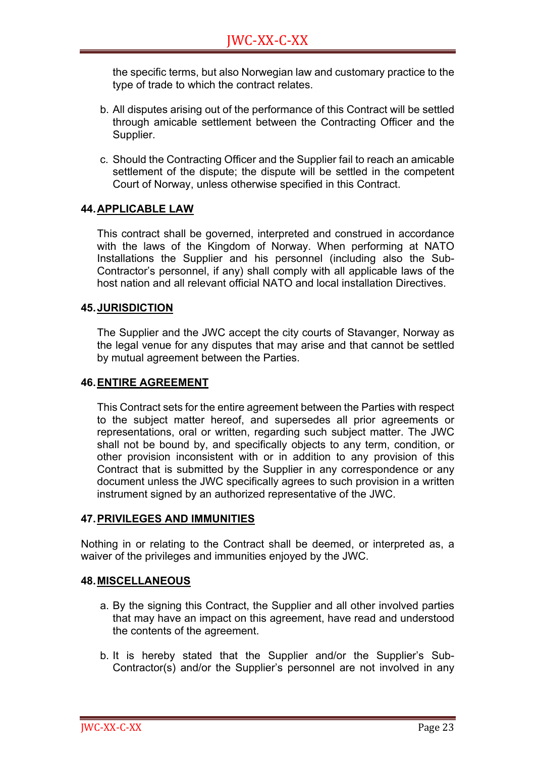the specific terms, but also Norwegian law and customary practice to the type of trade to which the contract relates.

b. All disputes arising out of the performance of this Contract will be settled through amicable settlement between the Contracting Officer and the Supplier.

c. Should the Contracting Officer and the Supplier fail to reach an amicable settlement of the dispute; the dispute will be settled in the competent Court of Norway, unless otherwise specified in this Contract.

## 44. APPLICABLE LAW

This contract shall be governed, interpreted and construed in accordance with the laws of the Kingdom of Norway. When performing at NATO Installations the Supplier and his personnel (including also the Sub-Contractor's personnel, if any) shall comply with all applicable laws of the host nation and all relevant official NATO and local installation Directives.

## 45. JURISDICTION

The Supplier and the JWC accept the city courts of Stavanger, Norway as the legal venue for any disputes that may arise and that cannot be settled by mutual agreement between the Parties.

## 46. ENTIRE AGREEMENT

This Contract sets for the entire agreement between the Parties with respect to the subject matter hereof, and supersedes all prior agreements or representations, oral or written, regarding such subject matter. The JWC shall not be bound by, and specifically objects to any term, condition, or other provision inconsistent with or in addition to any provision of this Contract that is submitted by the Supplier in any correspondence or any document unless the JWC specifically agrees to such provision in a written instrument signed by an authorized representative of the JWC.

## 47. PRIVILEGES AND IMMUNITIES

Nothing in or relating to the Contract shall be deemed, or interpreted as, a waiver of the privileges and immunities enjoyed by the JWC.

## 48. MISCELLANEOUS

a. By the signing this Contract, the Supplier and all other involved parties that may have an impact on this agreement, have read and understood the contents of the agreement.

b. It is hereby stated that the Supplier and/or the Supplier's Sub-Contractor(s) and/or the Supplier's personnel are not involved in any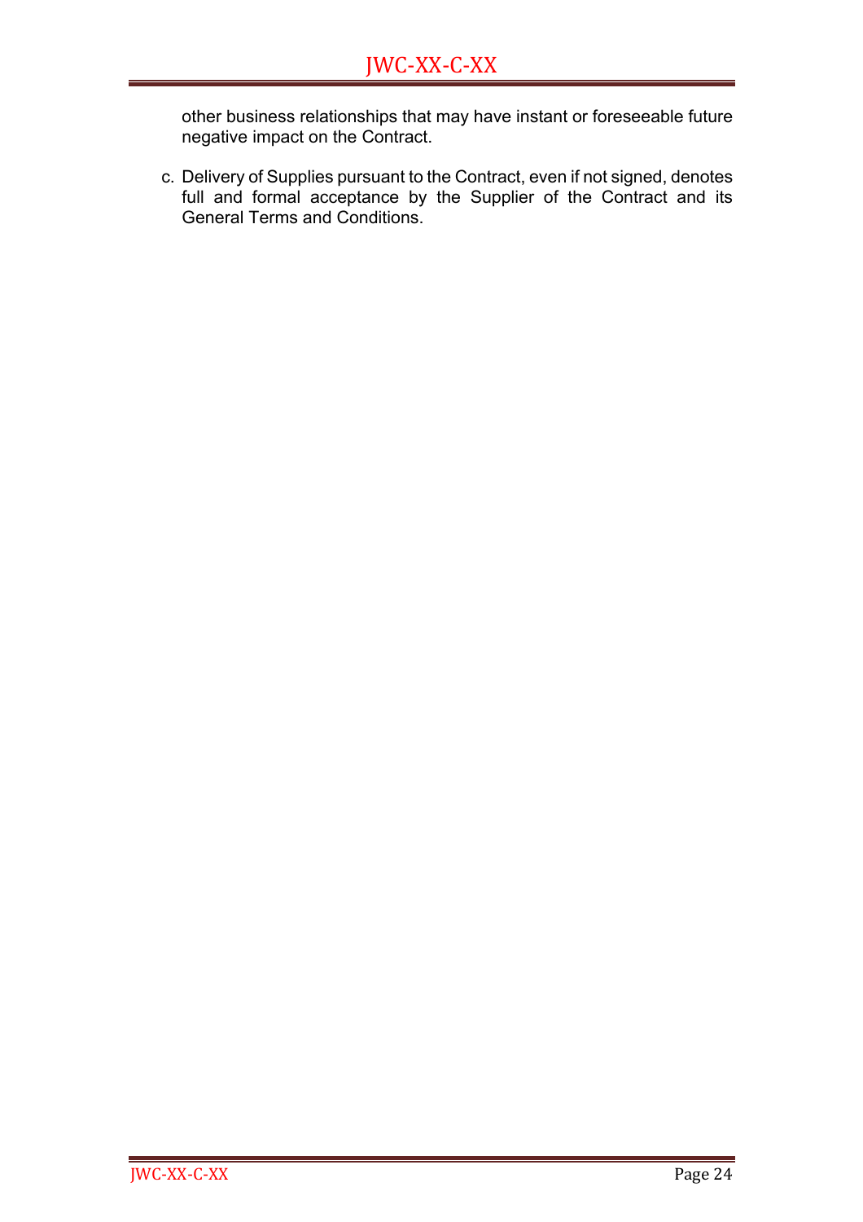other business relationships that may have instant or foreseeable future negative impact on the Contract.

c. Delivery of Supplies pursuant to the Contract, even if not signed, denotes full and formal acceptance by the Supplier of the Contract and its General Terms and Conditions.